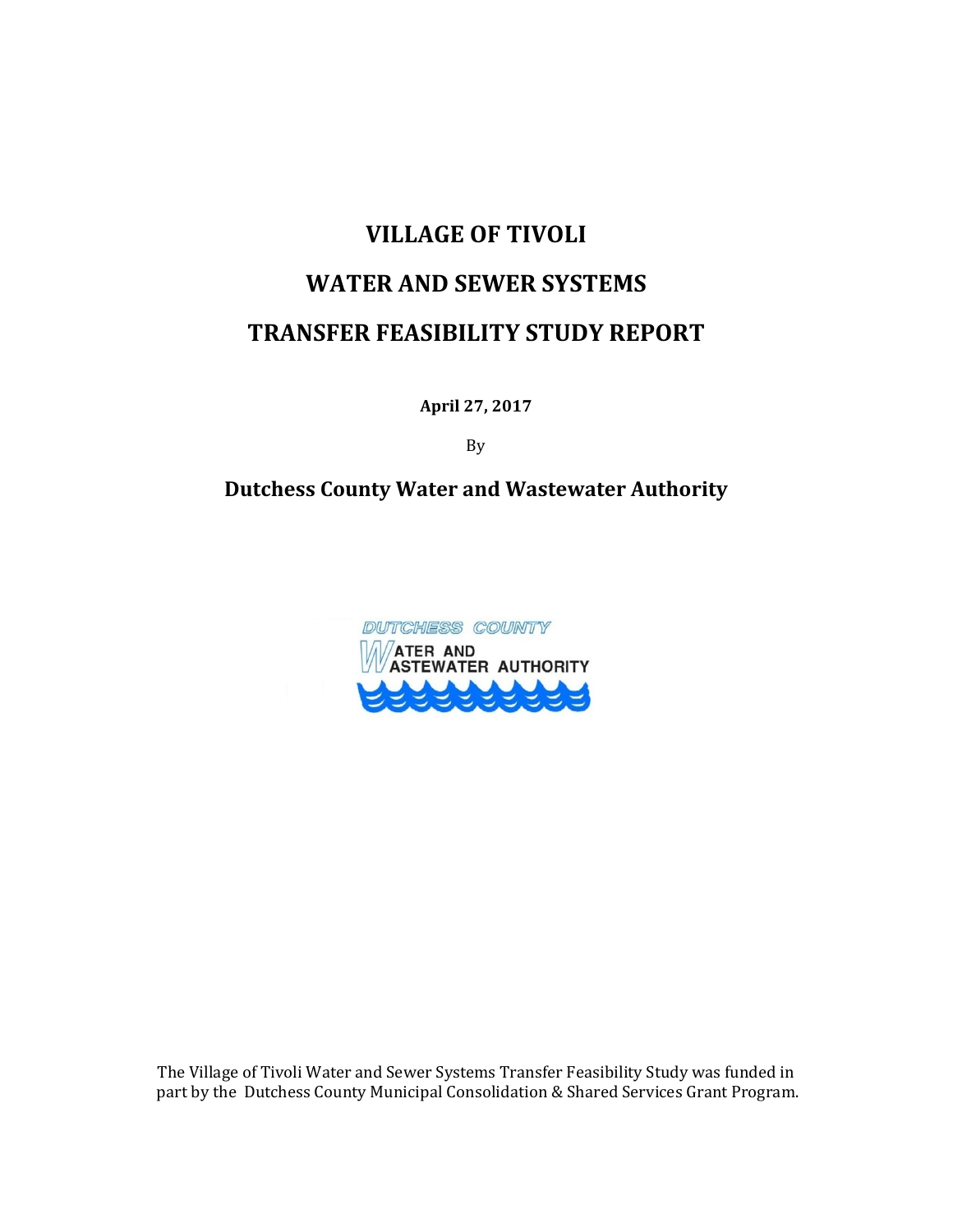# VILLAGE OF TIVOLI

# WATER AND SEWER SYSTEMS

# TRANSFER FEASIBILITY STUDY REPORT

**April 27, 2017**

By

## Dutchess County Water and Wastewater Authority

The Village of Tivoli Water and Sewer Systems Transfer Feasibility Study was funded in part by the Dutchess County Municipal Consolidation & Shared Services Grant Program.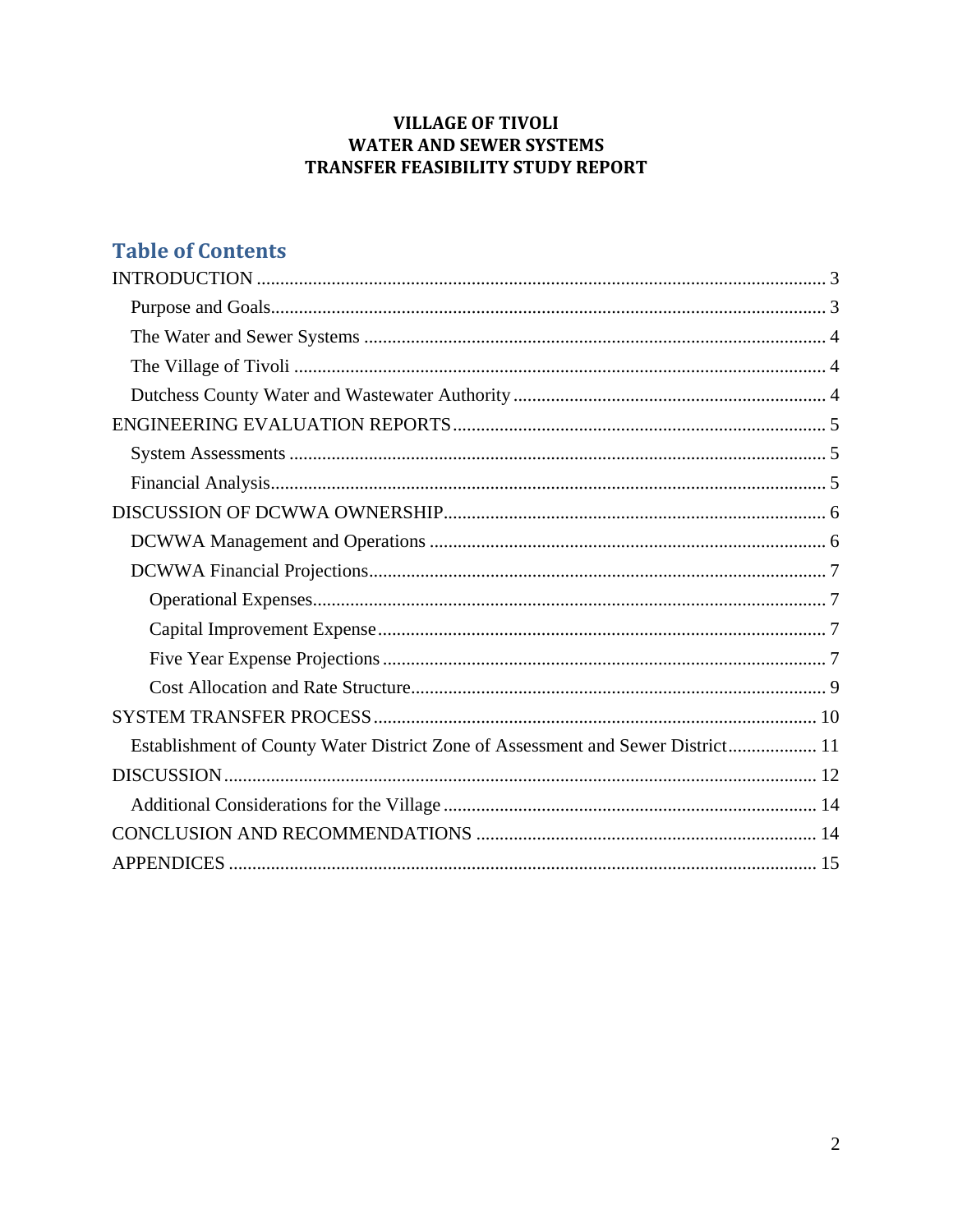**VILLAGE OF TIVOLI**
**WATER AND SEWER SYSTEMS**
**TRANSFER FEASIBILITY STUDY REPORT**

## Table of Contents

INTRODUCTION ........................................................................................................ 3

- Purpose and Goals...................................................................................................... 3
- The Water and Sewer Systems .................................................................................. 4
- The Village of Tivoli ................................................................................................. 4
- Dutchess County Water and Wastewater Authority .................................................. 4

ENGINEERING EVALUATION REPORTS................................................................ 5

- System Assessments .................................................................................................. 5
- Financial Analysis...................................................................................................... 5

DISCUSSION OF DCWWA OWNERSHIP.................................................................. 6

- DCWWA Management and Operations .................................................................... 6
- DCWWA Financial Projections................................................................................. 7
  - Operational Expenses............................................................................................ 7
  - Capital Improvement Expense .............................................................................. 7
  - Five Year Expense Projections .............................................................................. 7
  - Cost Allocation and Rate Structure........................................................................ 9

SYSTEM TRANSFER PROCESS............................................................................... 10

- Establishment of County Water District Zone of Assessment and Sewer District................... 11

DISCUSSION.............................................................................................................. 12

- Additional Considerations for the Village ............................................................... 14

CONCLUSION AND RECOMMENDATIONS ........................................................ 14

APPENDICES ............................................................................................................ 15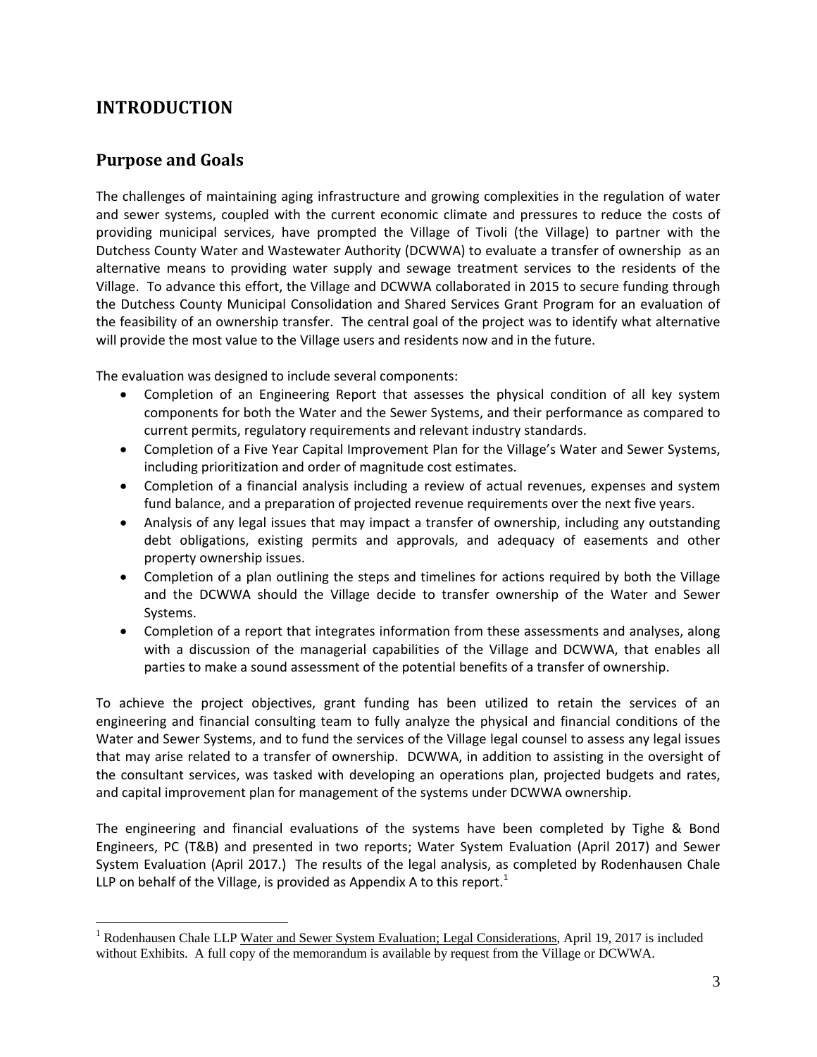# INTRODUCTION

## Purpose and Goals

The challenges of maintaining aging infrastructure and growing complexities in the regulation of water and sewer systems, coupled with the current economic climate and pressures to reduce the costs of providing municipal services, have prompted the Village of Tivoli (the Village) to partner with the Dutchess County Water and Wastewater Authority (DCWWA) to evaluate a transfer of ownership as an alternative means to providing water supply and sewage treatment services to the residents of the Village. To advance this effort, the Village and DCWWA collaborated in 2015 to secure funding through the Dutchess County Municipal Consolidation and Shared Services Grant Program for an evaluation of the feasibility of an ownership transfer. The central goal of the project was to identify what alternative will provide the most value to the Village users and residents now and in the future.

The evaluation was designed to include several components:

- Completion of an Engineering Report that assesses the physical condition of all key system components for both the Water and the Sewer Systems, and their performance as compared to current permits, regulatory requirements and relevant industry standards.
- Completion of a Five Year Capital Improvement Plan for the Village's Water and Sewer Systems, including prioritization and order of magnitude cost estimates.
- Completion of a financial analysis including a review of actual revenues, expenses and system fund balance, and a preparation of projected revenue requirements over the next five years.
- Analysis of any legal issues that may impact a transfer of ownership, including any outstanding debt obligations, existing permits and approvals, and adequacy of easements and other property ownership issues.
- Completion of a plan outlining the steps and timelines for actions required by both the Village and the DCWWA should the Village decide to transfer ownership of the Water and Sewer Systems.
- Completion of a report that integrates information from these assessments and analyses, along with a discussion of the managerial capabilities of the Village and DCWWA, that enables all parties to make a sound assessment of the potential benefits of a transfer of ownership.

To achieve the project objectives, grant funding has been utilized to retain the services of an engineering and financial consulting team to fully analyze the physical and financial conditions of the Water and Sewer Systems, and to fund the services of the Village legal counsel to assess any legal issues that may arise related to a transfer of ownership. DCWWA, in addition to assisting in the oversight of the consultant services, was tasked with developing an operations plan, projected budgets and rates, and capital improvement plan for management of the systems under DCWWA ownership.

The engineering and financial evaluations of the systems have been completed by Tighe & Bond Engineers, PC (T&B) and presented in two reports; Water System Evaluation (April 2017) and Sewer System Evaluation (April 2017.) The results of the legal analysis, as completed by Rodenhausen Chale LLP on behalf of the Village, is provided as Appendix A to this report.[1]

[1] Rodenhausen Chale LLP Water and Sewer System Evaluation; Legal Considerations, April 19, 2017 is included without Exhibits. A full copy of the memorandum is available by request from the Village or DCWWA.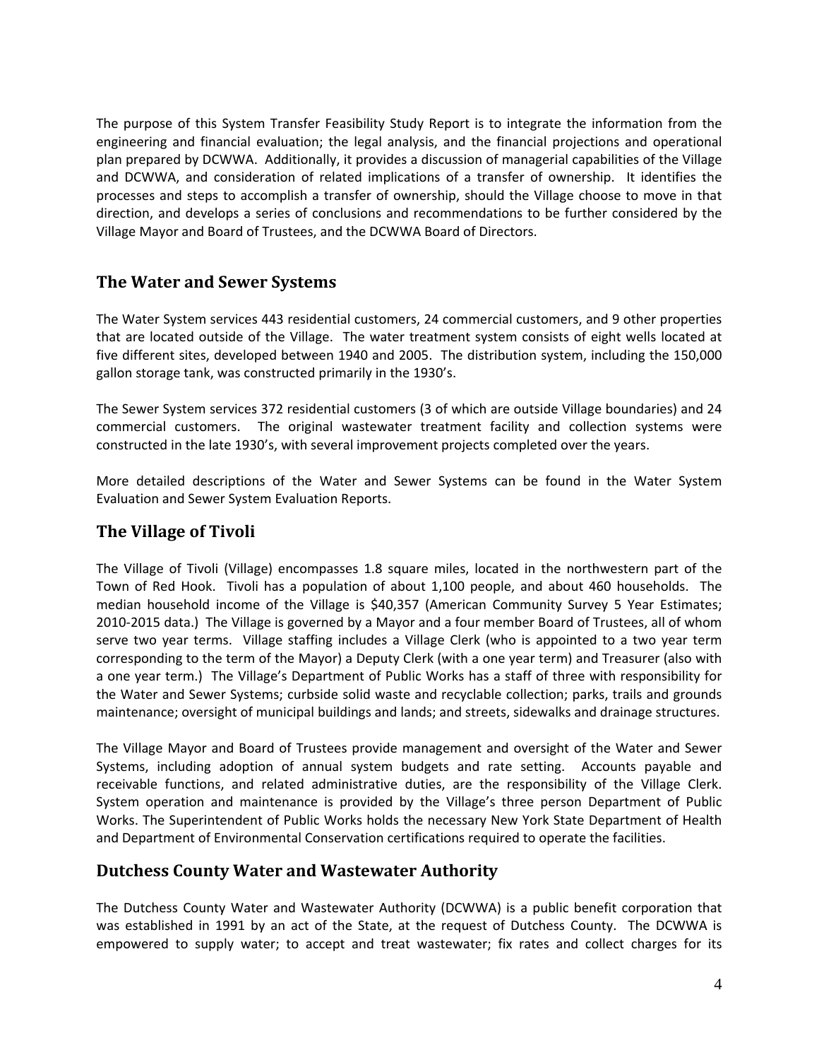The purpose of this System Transfer Feasibility Study Report is to integrate the information from the engineering and financial evaluation; the legal analysis, and the financial projections and operational plan prepared by DCWWA. Additionally, it provides a discussion of managerial capabilities of the Village and DCWWA, and consideration of related implications of a transfer of ownership. It identifies the processes and steps to accomplish a transfer of ownership, should the Village choose to move in that direction, and develops a series of conclusions and recommendations to be further considered by the Village Mayor and Board of Trustees, and the DCWWA Board of Directors.

## The Water and Sewer Systems

The Water System services 443 residential customers, 24 commercial customers, and 9 other properties that are located outside of the Village. The water treatment system consists of eight wells located at five different sites, developed between 1940 and 2005. The distribution system, including the 150,000 gallon storage tank, was constructed primarily in the 1930's.

The Sewer System services 372 residential customers (3 of which are outside Village boundaries) and 24 commercial customers. The original wastewater treatment facility and collection systems were constructed in the late 1930's, with several improvement projects completed over the years.

More detailed descriptions of the Water and Sewer Systems can be found in the Water System Evaluation and Sewer System Evaluation Reports.

## The Village of Tivoli

The Village of Tivoli (Village) encompasses 1.8 square miles, located in the northwestern part of the Town of Red Hook. Tivoli has a population of about 1,100 people, and about 460 households. The median household income of the Village is $40,357 (American Community Survey 5 Year Estimates; 2010-2015 data.) The Village is governed by a Mayor and a four member Board of Trustees, all of whom serve two year terms. Village staffing includes a Village Clerk (who is appointed to a two year term corresponding to the term of the Mayor) a Deputy Clerk (with a one year term) and Treasurer (also with a one year term.) The Village's Department of Public Works has a staff of three with responsibility for the Water and Sewer Systems; curbside solid waste and recyclable collection; parks, trails and grounds maintenance; oversight of municipal buildings and lands; and streets, sidewalks and drainage structures.

The Village Mayor and Board of Trustees provide management and oversight of the Water and Sewer Systems, including adoption of annual system budgets and rate setting. Accounts payable and receivable functions, and related administrative duties, are the responsibility of the Village Clerk. System operation and maintenance is provided by the Village's three person Department of Public Works. The Superintendent of Public Works holds the necessary New York State Department of Health and Department of Environmental Conservation certifications required to operate the facilities.

## Dutchess County Water and Wastewater Authority

The Dutchess County Water and Wastewater Authority (DCWWA) is a public benefit corporation that was established in 1991 by an act of the State, at the request of Dutchess County. The DCWWA is empowered to supply water; to accept and treat wastewater; fix rates and collect charges for its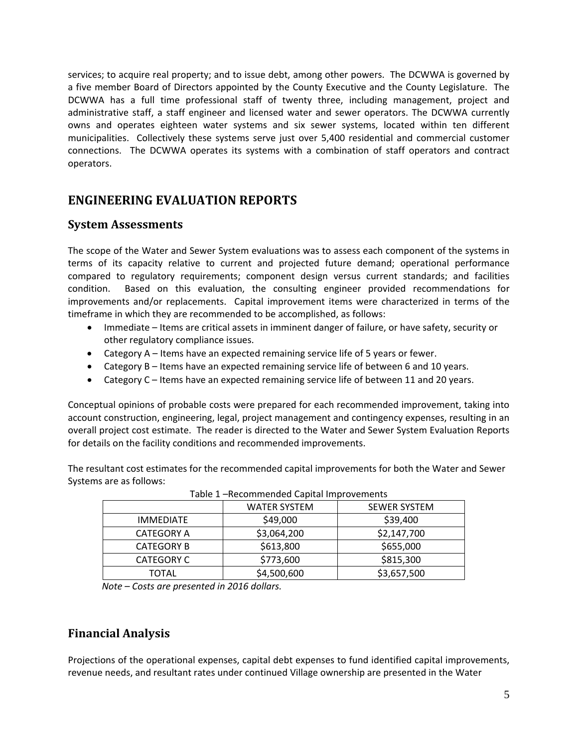services; to acquire real property; and to issue debt, among other powers. The DCWWA is governed by a five member Board of Directors appointed by the County Executive and the County Legislature. The DCWWA has a full time professional staff of twenty three, including management, project and administrative staff, a staff engineer and licensed water and sewer operators. The DCWWA currently owns and operates eighteen water systems and six sewer systems, located within ten different municipalities. Collectively these systems serve just over 5,400 residential and commercial customer connections. The DCWWA operates its systems with a combination of staff operators and contract operators.

# ENGINEERING EVALUATION REPORTS

## System Assessments

The scope of the Water and Sewer System evaluations was to assess each component of the systems in terms of its capacity relative to current and projected future demand; operational performance compared to regulatory requirements; component design versus current standards; and facilities condition. Based on this evaluation, the consulting engineer provided recommendations for improvements and/or replacements. Capital improvement items were characterized in terms of the timeframe in which they are recommended to be accomplished, as follows:

- Immediate – Items are critical assets in imminent danger of failure, or have safety, security or other regulatory compliance issues.
- Category A – Items have an expected remaining service life of 5 years or fewer.
- Category B – Items have an expected remaining service life of between 6 and 10 years.
- Category C – Items have an expected remaining service life of between 11 and 20 years.

Conceptual opinions of probable costs were prepared for each recommended improvement, taking into account construction, engineering, legal, project management and contingency expenses, resulting in an overall project cost estimate. The reader is directed to the Water and Sewer System Evaluation Reports for details on the facility conditions and recommended improvements.

The resultant cost estimates for the recommended capital improvements for both the Water and Sewer Systems are as follows:

Table 1 –Recommended Capital Improvements

| | WATER SYSTEM | SEWER SYSTEM |
|---|---|---|
| IMMEDIATE | $49,000 | $39,400 |
| CATEGORY A | $3,064,200 | $2,147,700 |
| CATEGORY B | $613,800 | $655,000 |
| CATEGORY C | $773,600 | $815,300 |
| TOTAL | $4,500,600 | $3,657,500 |

*Note – Costs are presented in 2016 dollars.*

## Financial Analysis

Projections of the operational expenses, capital debt expenses to fund identified capital improvements, revenue needs, and resultant rates under continued Village ownership are presented in the Water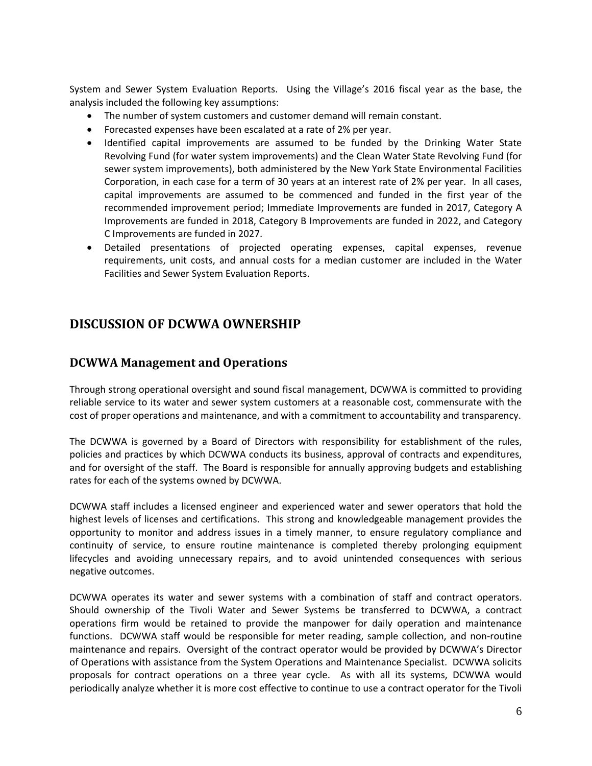System and Sewer System Evaluation Reports. Using the Village's 2016 fiscal year as the base, the analysis included the following key assumptions:

- The number of system customers and customer demand will remain constant.
- Forecasted expenses have been escalated at a rate of 2% per year.
- Identified capital improvements are assumed to be funded by the Drinking Water State Revolving Fund (for water system improvements) and the Clean Water State Revolving Fund (for sewer system improvements), both administered by the New York State Environmental Facilities Corporation, in each case for a term of 30 years at an interest rate of 2% per year. In all cases, capital improvements are assumed to be commenced and funded in the first year of the recommended improvement period; Immediate Improvements are funded in 2017, Category A Improvements are funded in 2018, Category B Improvements are funded in 2022, and Category C Improvements are funded in 2027.
- Detailed presentations of projected operating expenses, capital expenses, revenue requirements, unit costs, and annual costs for a median customer are included in the Water Facilities and Sewer System Evaluation Reports.

# DISCUSSION OF DCWWA OWNERSHIP

## DCWWA Management and Operations

Through strong operational oversight and sound fiscal management, DCWWA is committed to providing reliable service to its water and sewer system customers at a reasonable cost, commensurate with the cost of proper operations and maintenance, and with a commitment to accountability and transparency.

The DCWWA is governed by a Board of Directors with responsibility for establishment of the rules, policies and practices by which DCWWA conducts its business, approval of contracts and expenditures, and for oversight of the staff. The Board is responsible for annually approving budgets and establishing rates for each of the systems owned by DCWWA.

DCWWA staff includes a licensed engineer and experienced water and sewer operators that hold the highest levels of licenses and certifications. This strong and knowledgeable management provides the opportunity to monitor and address issues in a timely manner, to ensure regulatory compliance and continuity of service, to ensure routine maintenance is completed thereby prolonging equipment lifecycles and avoiding unnecessary repairs, and to avoid unintended consequences with serious negative outcomes.

DCWWA operates its water and sewer systems with a combination of staff and contract operators. Should ownership of the Tivoli Water and Sewer Systems be transferred to DCWWA, a contract operations firm would be retained to provide the manpower for daily operation and maintenance functions. DCWWA staff would be responsible for meter reading, sample collection, and non-routine maintenance and repairs. Oversight of the contract operator would be provided by DCWWA's Director of Operations with assistance from the System Operations and Maintenance Specialist. DCWWA solicits proposals for contract operations on a three year cycle. As with all its systems, DCWWA would periodically analyze whether it is more cost effective to continue to use a contract operator for the Tivoli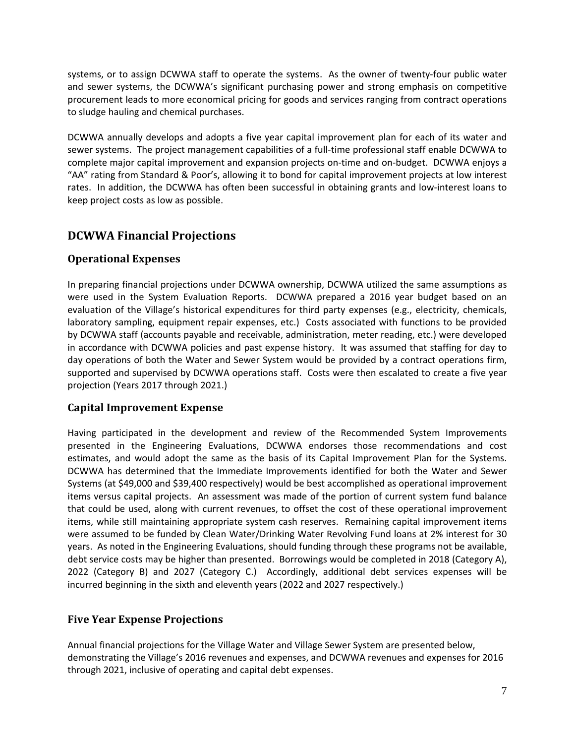systems, or to assign DCWWA staff to operate the systems. As the owner of twenty-four public water and sewer systems, the DCWWA's significant purchasing power and strong emphasis on competitive procurement leads to more economical pricing for goods and services ranging from contract operations to sludge hauling and chemical purchases.

DCWWA annually develops and adopts a five year capital improvement plan for each of its water and sewer systems. The project management capabilities of a full-time professional staff enable DCWWA to complete major capital improvement and expansion projects on-time and on-budget. DCWWA enjoys a "AA" rating from Standard & Poor's, allowing it to bond for capital improvement projects at low interest rates. In addition, the DCWWA has often been successful in obtaining grants and low-interest loans to keep project costs as low as possible.

## DCWWA Financial Projections

### Operational Expenses

In preparing financial projections under DCWWA ownership, DCWWA utilized the same assumptions as were used in the System Evaluation Reports. DCWWA prepared a 2016 year budget based on an evaluation of the Village's historical expenditures for third party expenses (e.g., electricity, chemicals, laboratory sampling, equipment repair expenses, etc.) Costs associated with functions to be provided by DCWWA staff (accounts payable and receivable, administration, meter reading, etc.) were developed in accordance with DCWWA policies and past expense history. It was assumed that staffing for day to day operations of both the Water and Sewer System would be provided by a contract operations firm, supported and supervised by DCWWA operations staff. Costs were then escalated to create a five year projection (Years 2017 through 2021.)

### Capital Improvement Expense

Having participated in the development and review of the Recommended System Improvements presented in the Engineering Evaluations, DCWWA endorses those recommendations and cost estimates, and would adopt the same as the basis of its Capital Improvement Plan for the Systems. DCWWA has determined that the Immediate Improvements identified for both the Water and Sewer Systems (at $49,000 and $39,400 respectively) would be best accomplished as operational improvement items versus capital projects. An assessment was made of the portion of current system fund balance that could be used, along with current revenues, to offset the cost of these operational improvement items, while still maintaining appropriate system cash reserves. Remaining capital improvement items were assumed to be funded by Clean Water/Drinking Water Revolving Fund loans at 2% interest for 30 years. As noted in the Engineering Evaluations, should funding through these programs not be available, debt service costs may be higher than presented. Borrowings would be completed in 2018 (Category A), 2022 (Category B) and 2027 (Category C.) Accordingly, additional debt services expenses will be incurred beginning in the sixth and eleventh years (2022 and 2027 respectively.)

### Five Year Expense Projections

Annual financial projections for the Village Water and Village Sewer System are presented below, demonstrating the Village's 2016 revenues and expenses, and DCWWA revenues and expenses for 2016 through 2021, inclusive of operating and capital debt expenses.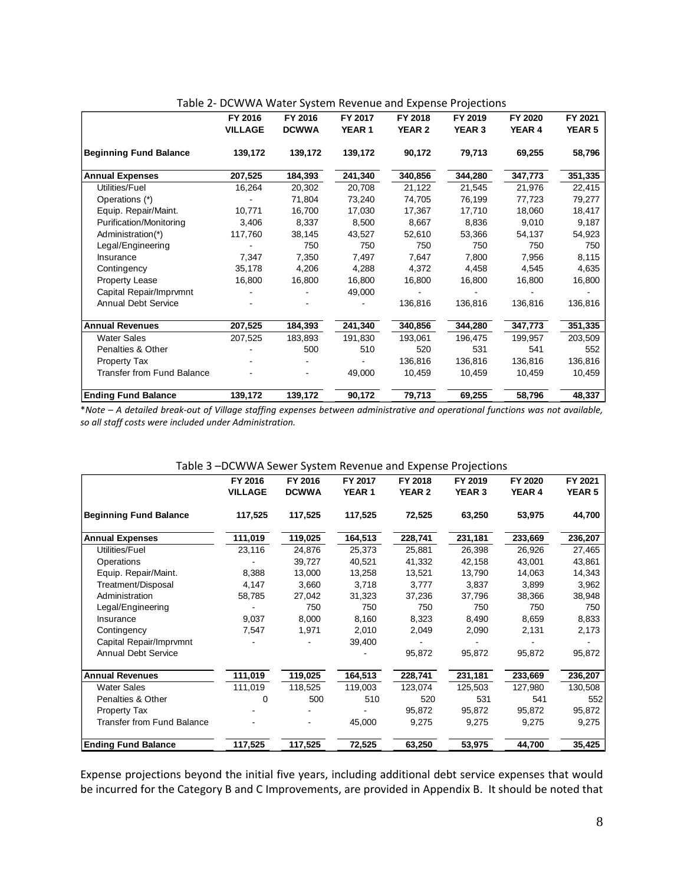Table 2- DCWWA Water System Revenue and Expense Projections

| | FY 2016 VILLAGE | FY 2016 DCWWA | FY 2017 YEAR 1 | FY 2018 YEAR 2 | FY 2019 YEAR 3 | FY 2020 YEAR 4 | FY 2021 YEAR 5 |
|---|---|---|---|---|---|---|---|
| **Beginning Fund Balance** | **139,172** | **139,172** | **139,172** | **90,172** | **79,713** | **69,255** | **58,796** |
| **Annual Expenses** | **207,525** | **184,393** | **241,340** | **340,856** | **344,280** | **347,773** | **351,335** |
| Utilities/Fuel | 16,264 | 20,302 | 20,708 | 21,122 | 21,545 | 21,976 | 22,415 |
| Operations (*) | - | 71,804 | 73,240 | 74,705 | 76,199 | 77,723 | 79,277 |
| Equip. Repair/Maint. | 10,771 | 16,700 | 17,030 | 17,367 | 17,710 | 18,060 | 18,417 |
| Purification/Monitoring | 3,406 | 8,337 | 8,500 | 8,667 | 8,836 | 9,010 | 9,187 |
| Administration(*) | 117,760 | 38,145 | 43,527 | 52,610 | 53,366 | 54,137 | 54,923 |
| Legal/Engineering | - | 750 | 750 | 750 | 750 | 750 | 750 |
| Insurance | 7,347 | 7,350 | 7,497 | 7,647 | 7,800 | 7,956 | 8,115 |
| Contingency | 35,178 | 4,206 | 4,288 | 4,372 | 4,458 | 4,545 | 4,635 |
| Property Lease | 16,800 | 16,800 | 16,800 | 16,800 | 16,800 | 16,800 | 16,800 |
| Capital Repair/Imprvmnt | - | - | 49,000 | - | - | - | - |
| Annual Debt Service | - | - | - | 136,816 | 136,816 | 136,816 | 136,816 |
| **Annual Revenues** | **207,525** | **184,393** | **241,340** | **340,856** | **344,280** | **347,773** | **351,335** |
| Water Sales | 207,525 | 183,893 | 191,830 | 193,061 | 196,475 | 199,957 | 203,509 |
| Penalties & Other | - | 500 | 510 | 520 | 531 | 541 | 552 |
| Property Tax | - | - | - | 136,816 | 136,816 | 136,816 | 136,816 |
| Transfer from Fund Balance | - | - | 49,000 | 10,459 | 10,459 | 10,459 | 10,459 |
| **Ending Fund Balance** | **139,172** | **139,172** | **90,172** | **79,713** | **69,255** | **58,796** | **48,337** |

**Note – A detailed break-out of Village staffing expenses between administrative and operational functions was not available, so all staff costs were included under Administration.*

Table 3 –DCWWA Sewer System Revenue and Expense Projections

| | FY 2016 VILLAGE | FY 2016 DCWWA | FY 2017 YEAR 1 | FY 2018 YEAR 2 | FY 2019 YEAR 3 | FY 2020 YEAR 4 | FY 2021 YEAR 5 |
|---|---|---|---|---|---|---|---|
| **Beginning Fund Balance** | **117,525** | **117,525** | **117,525** | **72,525** | **63,250** | **53,975** | **44,700** |
| **Annual Expenses** | **111,019** | **119,025** | **164,513** | **228,741** | **231,181** | **233,669** | **236,207** |
| Utilities/Fuel | 23,116 | 24,876 | 25,373 | 25,881 | 26,398 | 26,926 | 27,465 |
| Operations | - | 39,727 | 40,521 | 41,332 | 42,158 | 43,001 | 43,861 |
| Equip. Repair/Maint. | 8,388 | 13,000 | 13,258 | 13,521 | 13,790 | 14,063 | 14,343 |
| Treatment/Disposal | 4,147 | 3,660 | 3,718 | 3,777 | 3,837 | 3,899 | 3,962 |
| Administration | 58,785 | 27,042 | 31,323 | 37,236 | 37,796 | 38,366 | 38,948 |
| Legal/Engineering | - | 750 | 750 | 750 | 750 | 750 | 750 |
| Insurance | 9,037 | 8,000 | 8,160 | 8,323 | 8,490 | 8,659 | 8,833 |
| Contingency | 7,547 | 1,971 | 2,010 | 2,049 | 2,090 | 2,131 | 2,173 |
| Capital Repair/Imprvmnt | - | - | 39,400 | - | - | - | - |
| Annual Debt Service | | | - | 95,872 | 95,872 | 95,872 | 95,872 |
| **Annual Revenues** | **111,019** | **119,025** | **164,513** | **228,741** | **231,181** | **233,669** | **236,207** |
| Water Sales | 111,019 | 118,525 | 119,003 | 123,074 | 125,503 | 127,980 | 130,508 |
| Penalties & Other | 0 | 500 | 510 | 520 | 531 | 541 | 552 |
| Property Tax | - | - | - | 95,872 | 95,872 | 95,872 | 95,872 |
| Transfer from Fund Balance | - | - | 45,000 | 9,275 | 9,275 | 9,275 | 9,275 |
| **Ending Fund Balance** | **117,525** | **117,525** | **72,525** | **63,250** | **53,975** | **44,700** | **35,425** |

Expense projections beyond the initial five years, including additional debt service expenses that would be incurred for the Category B and C Improvements, are provided in Appendix B. It should be noted that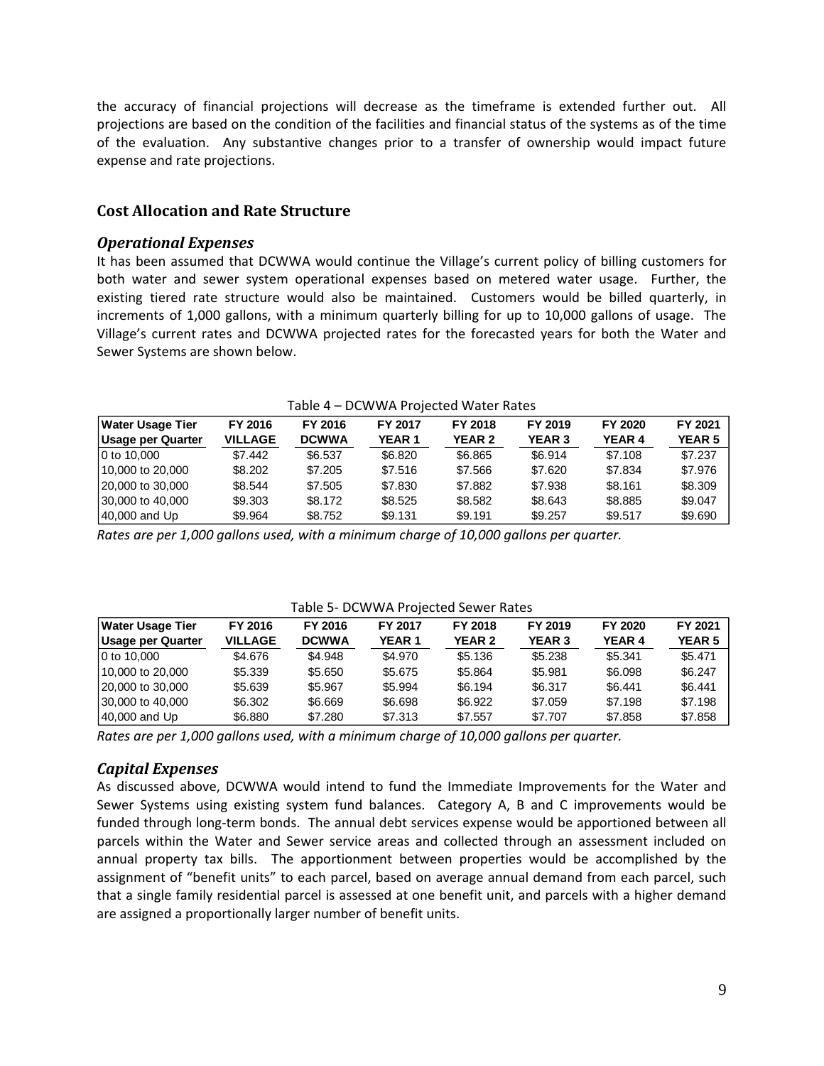the accuracy of financial projections will decrease as the timeframe is extended further out. All projections are based on the condition of the facilities and financial status of the systems as of the time of the evaluation. Any substantive changes prior to a transfer of ownership would impact future expense and rate projections.

## Cost Allocation and Rate Structure

### *Operational Expenses*

It has been assumed that DCWWA would continue the Village's current policy of billing customers for both water and sewer system operational expenses based on metered water usage. Further, the existing tiered rate structure would also be maintained. Customers would be billed quarterly, in increments of 1,000 gallons, with a minimum quarterly billing for up to 10,000 gallons of usage. The Village's current rates and DCWWA projected rates for the forecasted years for both the Water and Sewer Systems are shown below.

Table 4 – DCWWA Projected Water Rates

| Water Usage Tier Usage per Quarter | FY 2016 VILLAGE | FY 2016 DCWWA | FY 2017 YEAR 1 | FY 2018 YEAR 2 | FY 2019 YEAR 3 | FY 2020 YEAR 4 | FY 2021 YEAR 5 |
|---|---|---|---|---|---|---|---|
| 0 to 10,000 | $7.442 | $6.537 | $6.820 | $6.865 | $6.914 | $7.108 | $7.237 |
| 10,000 to 20,000 | $8.202 | $7.205 | $7.516 | $7.566 | $7.620 | $7.834 | $7.976 |
| 20,000 to 30,000 | $8.544 | $7.505 | $7.830 | $7.882 | $7.938 | $8.161 | $8.309 |
| 30,000 to 40,000 | $9.303 | $8.172 | $8.525 | $8.582 | $8.643 | $8.885 | $9.047 |
| 40,000 and Up | $9.964 | $8.752 | $9.131 | $9.191 | $9.257 | $9.517 | $9.690 |

*Rates are per 1,000 gallons used, with a minimum charge of 10,000 gallons per quarter.*

Table 5- DCWWA Projected Sewer Rates

| Water Usage Tier Usage per Quarter | FY 2016 VILLAGE | FY 2016 DCWWA | FY 2017 YEAR 1 | FY 2018 YEAR 2 | FY 2019 YEAR 3 | FY 2020 YEAR 4 | FY 2021 YEAR 5 |
|---|---|---|---|---|---|---|---|
| 0 to 10,000 | $4.676 | $4.948 | $4.970 | $5.136 | $5.238 | $5.341 | $5.471 |
| 10,000 to 20,000 | $5.339 | $5.650 | $5.675 | $5.864 | $5.981 | $6.098 | $6.247 |
| 20,000 to 30,000 | $5.639 | $5.967 | $5.994 | $6.194 | $6.317 | $6.441 | $6.441 |
| 30,000 to 40,000 | $6.302 | $6.669 | $6.698 | $6.922 | $7.059 | $7.198 | $7.198 |
| 40,000 and Up | $6.880 | $7.280 | $7.313 | $7.557 | $7.707 | $7.858 | $7.858 |

*Rates are per 1,000 gallons used, with a minimum charge of 10,000 gallons per quarter.*

### *Capital Expenses*

As discussed above, DCWWA would intend to fund the Immediate Improvements for the Water and Sewer Systems using existing system fund balances. Category A, B and C improvements would be funded through long-term bonds. The annual debt services expense would be apportioned between all parcels within the Water and Sewer service areas and collected through an assessment included on annual property tax bills. The apportionment between properties would be accomplished by the assignment of "benefit units" to each parcel, based on average annual demand from each parcel, such that a single family residential parcel is assessed at one benefit unit, and parcels with a higher demand are assigned a proportionally larger number of benefit units.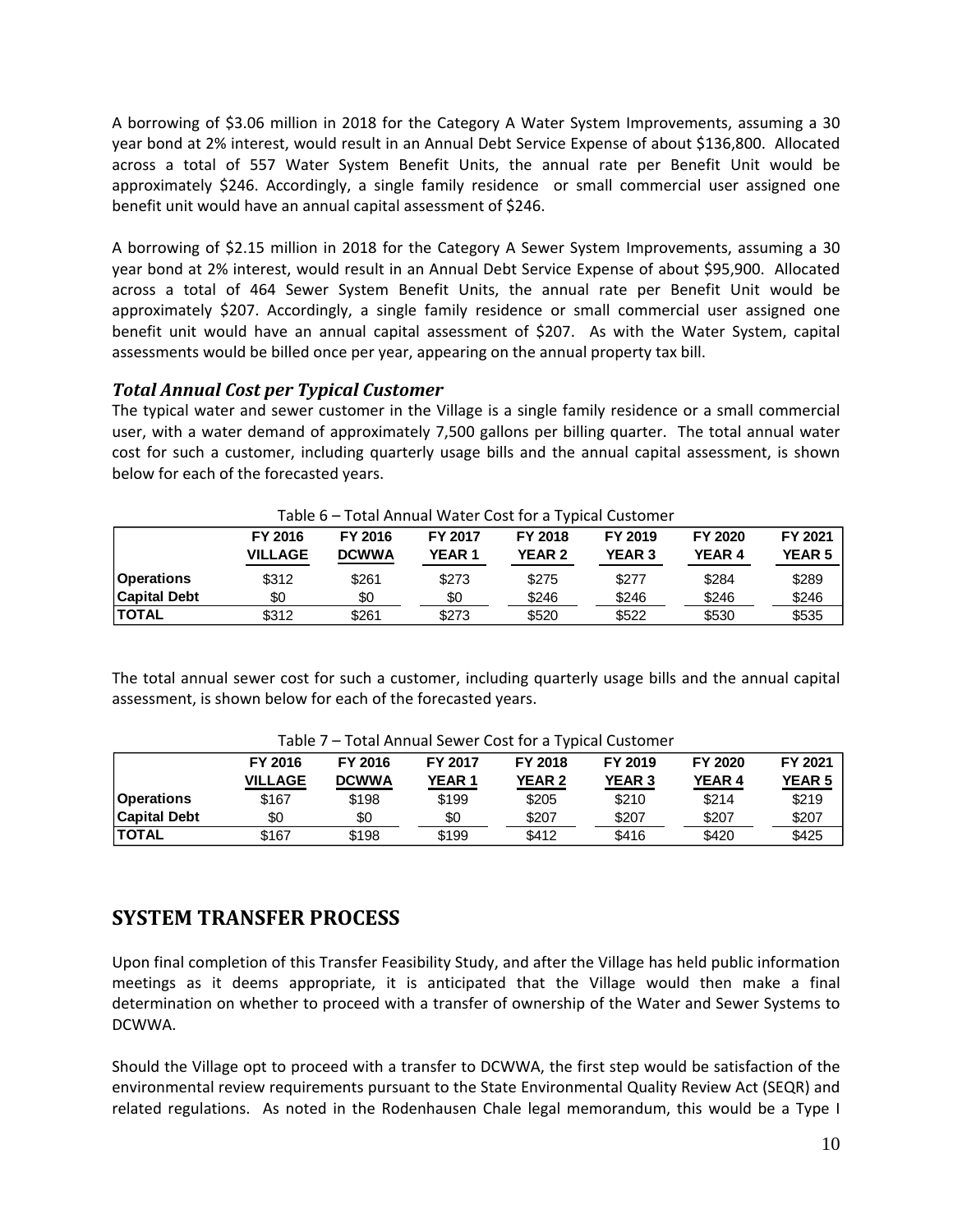A borrowing of $3.06 million in 2018 for the Category A Water System Improvements, assuming a 30 year bond at 2% interest, would result in an Annual Debt Service Expense of about $136,800. Allocated across a total of 557 Water System Benefit Units, the annual rate per Benefit Unit would be approximately $246. Accordingly, a single family residence or small commercial user assigned one benefit unit would have an annual capital assessment of $246.

A borrowing of $2.15 million in 2018 for the Category A Sewer System Improvements, assuming a 30 year bond at 2% interest, would result in an Annual Debt Service Expense of about $95,900. Allocated across a total of 464 Sewer System Benefit Units, the annual rate per Benefit Unit would be approximately $207. Accordingly, a single family residence or small commercial user assigned one benefit unit would have an annual capital assessment of $207. As with the Water System, capital assessments would be billed once per year, appearing on the annual property tax bill.

### *Total Annual Cost per Typical Customer*

The typical water and sewer customer in the Village is a single family residence or a small commercial user, with a water demand of approximately 7,500 gallons per billing quarter. The total annual water cost for such a customer, including quarterly usage bills and the annual capital assessment, is shown below for each of the forecasted years.

Table 6 – Total Annual Water Cost for a Typical Customer

| | FY 2016 VILLAGE | FY 2016 DCWWA | FY 2017 YEAR 1 | FY 2018 YEAR 2 | FY 2019 YEAR 3 | FY 2020 YEAR 4 | FY 2021 YEAR 5 |
|---|---|---|---|---|---|---|---|
| **Operations** | $312 | $261 | $273 | $275 | $277 | $284 | $289 |
| **Capital Debt** | $0 | $0 | $0 | $246 | $246 | $246 | $246 |
| **TOTAL** | $312 | $261 | $273 | $520 | $522 | $530 | $535 |

The total annual sewer cost for such a customer, including quarterly usage bills and the annual capital assessment, is shown below for each of the forecasted years.

Table 7 – Total Annual Sewer Cost for a Typical Customer

| | FY 2016 VILLAGE | FY 2016 DCWWA | FY 2017 YEAR 1 | FY 2018 YEAR 2 | FY 2019 YEAR 3 | FY 2020 YEAR 4 | FY 2021 YEAR 5 |
|---|---|---|---|---|---|---|---|
| **Operations** | $167 | $198 | $199 | $205 | $210 | $214 | $219 |
| **Capital Debt** | $0 | $0 | $0 | $207 | $207 | $207 | $207 |
| **TOTAL** | $167 | $198 | $199 | $412 | $416 | $420 | $425 |

## SYSTEM TRANSFER PROCESS

Upon final completion of this Transfer Feasibility Study, and after the Village has held public information meetings as it deems appropriate, it is anticipated that the Village would then make a final determination on whether to proceed with a transfer of ownership of the Water and Sewer Systems to DCWWA.

Should the Village opt to proceed with a transfer to DCWWA, the first step would be satisfaction of the environmental review requirements pursuant to the State Environmental Quality Review Act (SEQR) and related regulations. As noted in the Rodenhausen Chale legal memorandum, this would be a Type I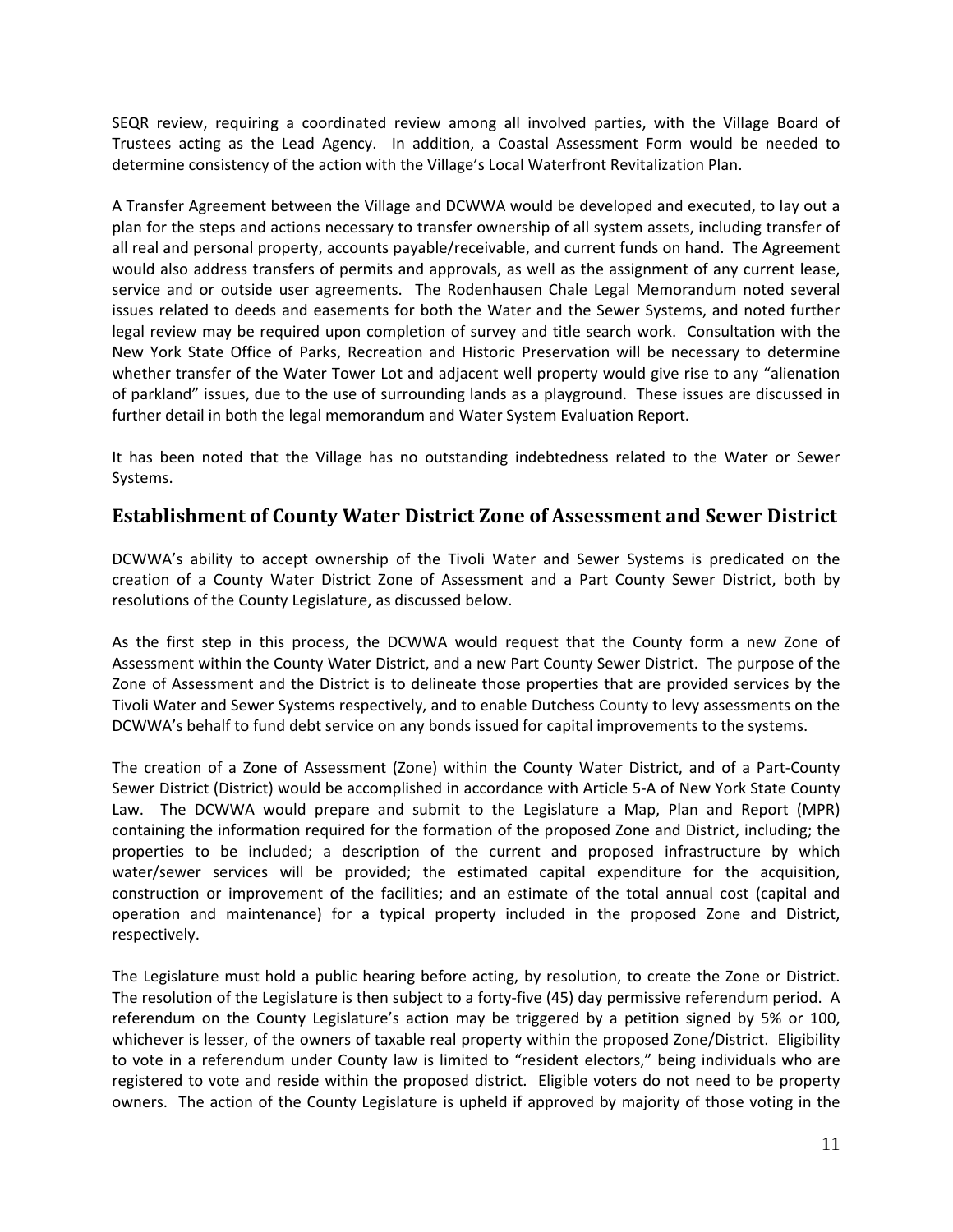SEQR review, requiring a coordinated review among all involved parties, with the Village Board of Trustees acting as the Lead Agency. In addition, a Coastal Assessment Form would be needed to determine consistency of the action with the Village's Local Waterfront Revitalization Plan.

A Transfer Agreement between the Village and DCWWA would be developed and executed, to lay out a plan for the steps and actions necessary to transfer ownership of all system assets, including transfer of all real and personal property, accounts payable/receivable, and current funds on hand. The Agreement would also address transfers of permits and approvals, as well as the assignment of any current lease, service and or outside user agreements. The Rodenhausen Chale Legal Memorandum noted several issues related to deeds and easements for both the Water and the Sewer Systems, and noted further legal review may be required upon completion of survey and title search work. Consultation with the New York State Office of Parks, Recreation and Historic Preservation will be necessary to determine whether transfer of the Water Tower Lot and adjacent well property would give rise to any "alienation of parkland" issues, due to the use of surrounding lands as a playground. These issues are discussed in further detail in both the legal memorandum and Water System Evaluation Report.

It has been noted that the Village has no outstanding indebtedness related to the Water or Sewer Systems.

## Establishment of County Water District Zone of Assessment and Sewer District

DCWWA's ability to accept ownership of the Tivoli Water and Sewer Systems is predicated on the creation of a County Water District Zone of Assessment and a Part County Sewer District, both by resolutions of the County Legislature, as discussed below.

As the first step in this process, the DCWWA would request that the County form a new Zone of Assessment within the County Water District, and a new Part County Sewer District. The purpose of the Zone of Assessment and the District is to delineate those properties that are provided services by the Tivoli Water and Sewer Systems respectively, and to enable Dutchess County to levy assessments on the DCWWA's behalf to fund debt service on any bonds issued for capital improvements to the systems.

The creation of a Zone of Assessment (Zone) within the County Water District, and of a Part-County Sewer District (District) would be accomplished in accordance with Article 5-A of New York State County Law. The DCWWA would prepare and submit to the Legislature a Map, Plan and Report (MPR) containing the information required for the formation of the proposed Zone and District, including; the properties to be included; a description of the current and proposed infrastructure by which water/sewer services will be provided; the estimated capital expenditure for the acquisition, construction or improvement of the facilities; and an estimate of the total annual cost (capital and operation and maintenance) for a typical property included in the proposed Zone and District, respectively.

The Legislature must hold a public hearing before acting, by resolution, to create the Zone or District. The resolution of the Legislature is then subject to a forty-five (45) day permissive referendum period. A referendum on the County Legislature's action may be triggered by a petition signed by 5% or 100, whichever is lesser, of the owners of taxable real property within the proposed Zone/District. Eligibility to vote in a referendum under County law is limited to "resident electors," being individuals who are registered to vote and reside within the proposed district. Eligible voters do not need to be property owners. The action of the County Legislature is upheld if approved by majority of those voting in the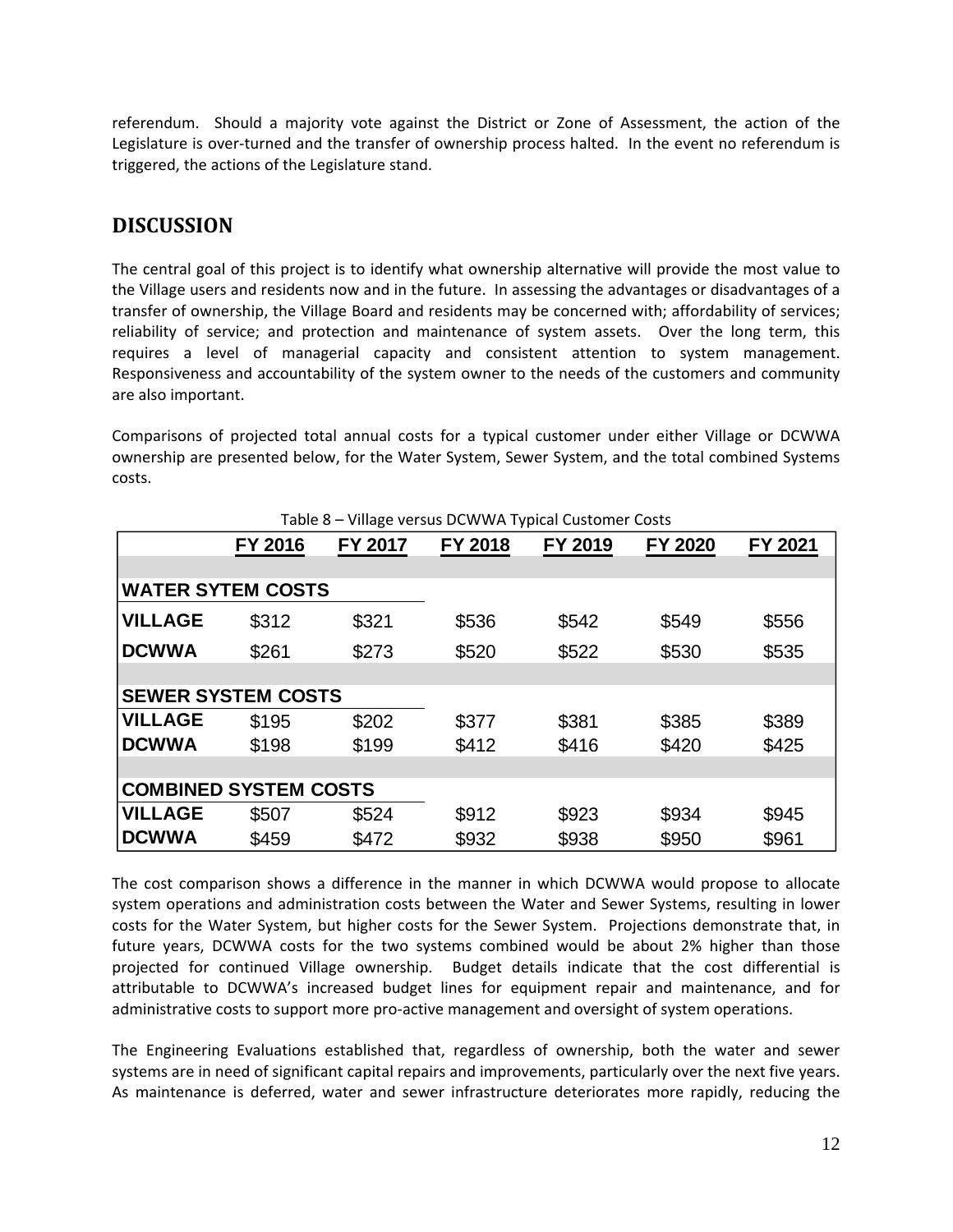referendum. Should a majority vote against the District or Zone of Assessment, the action of the Legislature is over-turned and the transfer of ownership process halted. In the event no referendum is triggered, the actions of the Legislature stand.

## DISCUSSION

The central goal of this project is to identify what ownership alternative will provide the most value to the Village users and residents now and in the future. In assessing the advantages or disadvantages of a transfer of ownership, the Village Board and residents may be concerned with; affordability of services; reliability of service; and protection and maintenance of system assets. Over the long term, this requires a level of managerial capacity and consistent attention to system management. Responsiveness and accountability of the system owner to the needs of the customers and community are also important.

Comparisons of projected total annual costs for a typical customer under either Village or DCWWA ownership are presented below, for the Water System, Sewer System, and the total combined Systems costs.

Table 8 – Village versus DCWWA Typical Customer Costs

| | FY 2016 | FY 2017 | FY 2018 | FY 2019 | FY 2020 | FY 2021 |
|---|---|---|---|---|---|---|
| **WATER SYTEM COSTS** | | | | | | |
| **VILLAGE** | $312 | $321 | $536 | $542 | $549 | $556 |
| **DCWWA** | $261 | $273 | $520 | $522 | $530 | $535 |
| **SEWER SYSTEM COSTS** | | | | | | |
| **VILLAGE** | $195 | $202 | $377 | $381 | $385 | $389 |
| **DCWWA** | $198 | $199 | $412 | $416 | $420 | $425 |
| **COMBINED SYSTEM COSTS** | | | | | | |
| **VILLAGE** | $507 | $524 | $912 | $923 | $934 | $945 |
| **DCWWA** | $459 | $472 | $932 | $938 | $950 | $961 |

The cost comparison shows a difference in the manner in which DCWWA would propose to allocate system operations and administration costs between the Water and Sewer Systems, resulting in lower costs for the Water System, but higher costs for the Sewer System. Projections demonstrate that, in future years, DCWWA costs for the two systems combined would be about 2% higher than those projected for continued Village ownership. Budget details indicate that the cost differential is attributable to DCWWA's increased budget lines for equipment repair and maintenance, and for administrative costs to support more pro-active management and oversight of system operations.

The Engineering Evaluations established that, regardless of ownership, both the water and sewer systems are in need of significant capital repairs and improvements, particularly over the next five years. As maintenance is deferred, water and sewer infrastructure deteriorates more rapidly, reducing the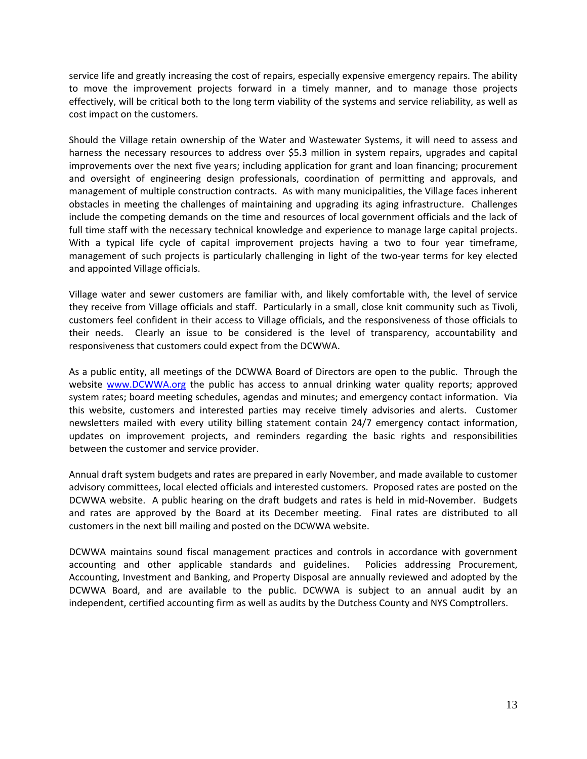service life and greatly increasing the cost of repairs, especially expensive emergency repairs. The ability to move the improvement projects forward in a timely manner, and to manage those projects effectively, will be critical both to the long term viability of the systems and service reliability, as well as cost impact on the customers.

Should the Village retain ownership of the Water and Wastewater Systems, it will need to assess and harness the necessary resources to address over $5.3 million in system repairs, upgrades and capital improvements over the next five years; including application for grant and loan financing; procurement and oversight of engineering design professionals, coordination of permitting and approvals, and management of multiple construction contracts. As with many municipalities, the Village faces inherent obstacles in meeting the challenges of maintaining and upgrading its aging infrastructure. Challenges include the competing demands on the time and resources of local government officials and the lack of full time staff with the necessary technical knowledge and experience to manage large capital projects. With a typical life cycle of capital improvement projects having a two to four year timeframe, management of such projects is particularly challenging in light of the two-year terms for key elected and appointed Village officials.

Village water and sewer customers are familiar with, and likely comfortable with, the level of service they receive from Village officials and staff. Particularly in a small, close knit community such as Tivoli, customers feel confident in their access to Village officials, and the responsiveness of those officials to their needs. Clearly an issue to be considered is the level of transparency, accountability and responsiveness that customers could expect from the DCWWA.

As a public entity, all meetings of the DCWWA Board of Directors are open to the public. Through the website www.DCWWA.org the public has access to annual drinking water quality reports; approved system rates; board meeting schedules, agendas and minutes; and emergency contact information. Via this website, customers and interested parties may receive timely advisories and alerts. Customer newsletters mailed with every utility billing statement contain 24/7 emergency contact information, updates on improvement projects, and reminders regarding the basic rights and responsibilities between the customer and service provider.

Annual draft system budgets and rates are prepared in early November, and made available to customer advisory committees, local elected officials and interested customers. Proposed rates are posted on the DCWWA website. A public hearing on the draft budgets and rates is held in mid-November. Budgets and rates are approved by the Board at its December meeting. Final rates are distributed to all customers in the next bill mailing and posted on the DCWWA website.

DCWWA maintains sound fiscal management practices and controls in accordance with government accounting and other applicable standards and guidelines. Policies addressing Procurement, Accounting, Investment and Banking, and Property Disposal are annually reviewed and adopted by the DCWWA Board, and are available to the public. DCWWA is subject to an annual audit by an independent, certified accounting firm as well as audits by the Dutchess County and NYS Comptrollers.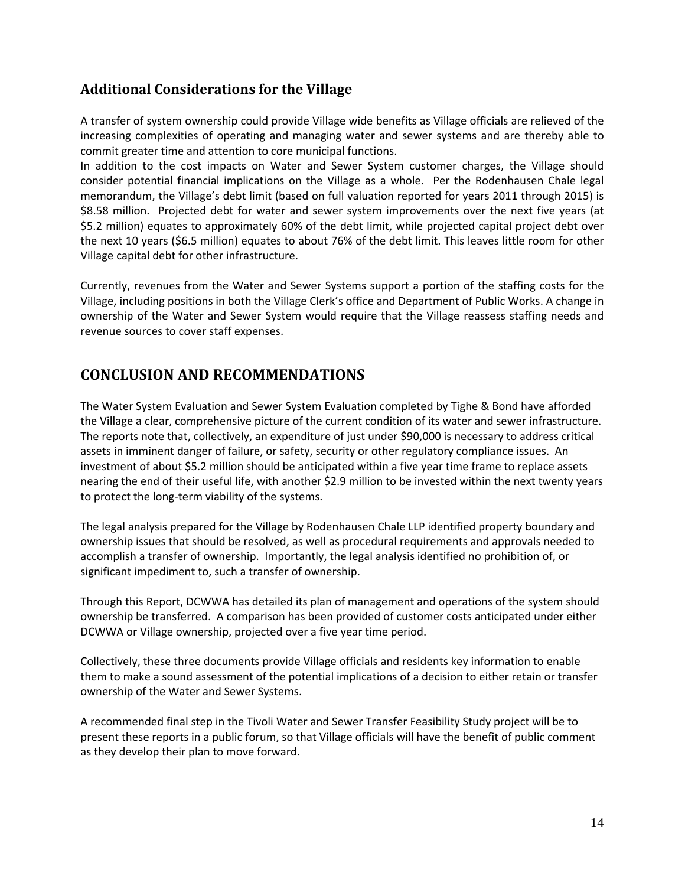## Additional Considerations for the Village

A transfer of system ownership could provide Village wide benefits as Village officials are relieved of the increasing complexities of operating and managing water and sewer systems and are thereby able to commit greater time and attention to core municipal functions.

In addition to the cost impacts on Water and Sewer System customer charges, the Village should consider potential financial implications on the Village as a whole. Per the Rodenhausen Chale legal memorandum, the Village's debt limit (based on full valuation reported for years 2011 through 2015) is \$8.58 million. Projected debt for water and sewer system improvements over the next five years (at \$5.2 million) equates to approximately 60% of the debt limit, while projected capital project debt over the next 10 years (\$6.5 million) equates to about 76% of the debt limit. This leaves little room for other Village capital debt for other infrastructure.

Currently, revenues from the Water and Sewer Systems support a portion of the staffing costs for the Village, including positions in both the Village Clerk's office and Department of Public Works. A change in ownership of the Water and Sewer System would require that the Village reassess staffing needs and revenue sources to cover staff expenses.

# CONCLUSION AND RECOMMENDATIONS

The Water System Evaluation and Sewer System Evaluation completed by Tighe & Bond have afforded the Village a clear, comprehensive picture of the current condition of its water and sewer infrastructure. The reports note that, collectively, an expenditure of just under \$90,000 is necessary to address critical assets in imminent danger of failure, or safety, security or other regulatory compliance issues. An investment of about \$5.2 million should be anticipated within a five year time frame to replace assets nearing the end of their useful life, with another \$2.9 million to be invested within the next twenty years to protect the long-term viability of the systems.

The legal analysis prepared for the Village by Rodenhausen Chale LLP identified property boundary and ownership issues that should be resolved, as well as procedural requirements and approvals needed to accomplish a transfer of ownership. Importantly, the legal analysis identified no prohibition of, or significant impediment to, such a transfer of ownership.

Through this Report, DCWWA has detailed its plan of management and operations of the system should ownership be transferred. A comparison has been provided of customer costs anticipated under either DCWWA or Village ownership, projected over a five year time period.

Collectively, these three documents provide Village officials and residents key information to enable them to make a sound assessment of the potential implications of a decision to either retain or transfer ownership of the Water and Sewer Systems.

A recommended final step in the Tivoli Water and Sewer Transfer Feasibility Study project will be to present these reports in a public forum, so that Village officials will have the benefit of public comment as they develop their plan to move forward.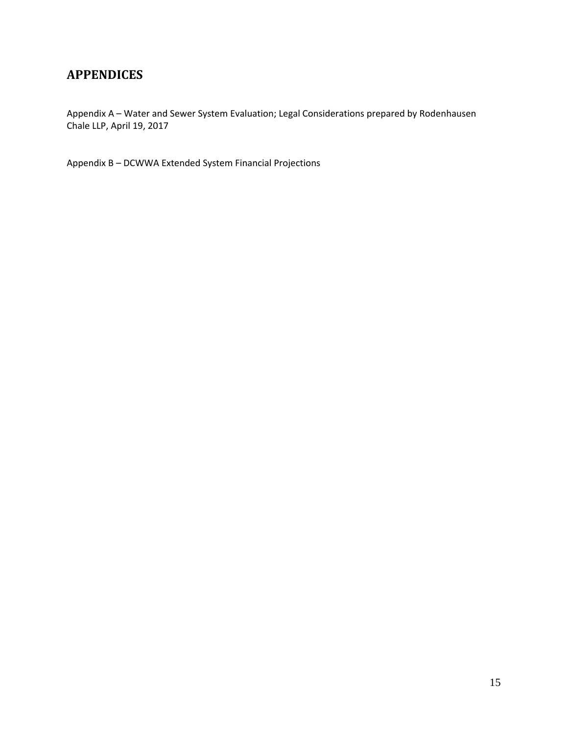## APPENDICES

Appendix A – Water and Sewer System Evaluation; Legal Considerations prepared by Rodenhausen Chale LLP, April 19, 2017

Appendix B – DCWWA Extended System Financial Projections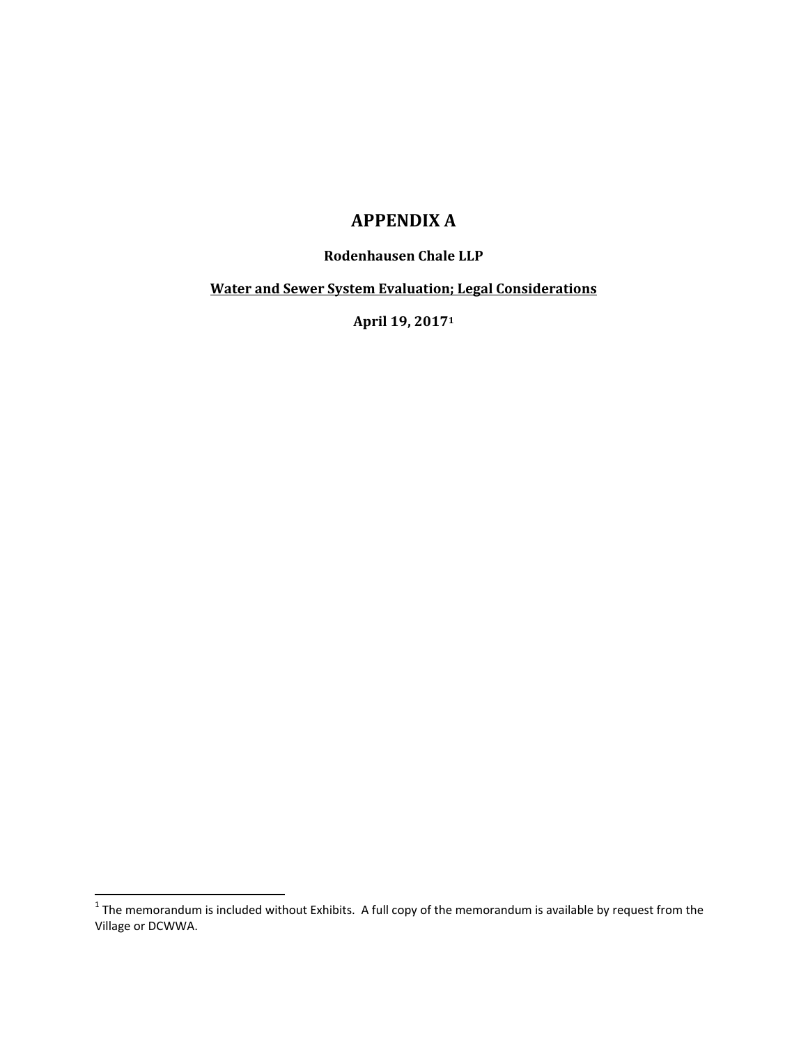# APPENDIX A

**Rodenhausen Chale LLP**

**Water and Sewer System Evaluation; Legal Considerations**

**April 19, 2017**[1]

[1] The memorandum is included without Exhibits. A full copy of the memorandum is available by request from the Village or DCWWA.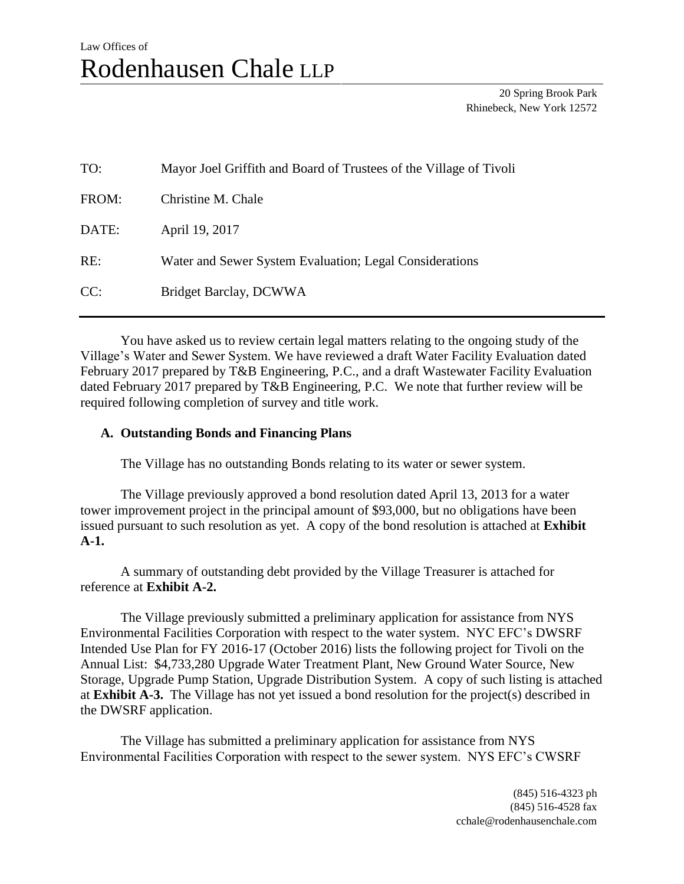Law Offices of

# Rodenhausen Chale LLP

20 Spring Brook Park
Rhinebeck, New York 12572

| | |
|---|---|
| TO: | Mayor Joel Griffith and Board of Trustees of the Village of Tivoli |
| FROM: | Christine M. Chale |
| DATE: | April 19, 2017 |
| RE: | Water and Sewer System Evaluation; Legal Considerations |
| CC: | Bridget Barclay, DCWWA |

You have asked us to review certain legal matters relating to the ongoing study of the Village's Water and Sewer System. We have reviewed a draft Water Facility Evaluation dated February 2017 prepared by T&B Engineering, P.C., and a draft Wastewater Facility Evaluation dated February 2017 prepared by T&B Engineering, P.C. We note that further review will be required following completion of survey and title work.

## A. Outstanding Bonds and Financing Plans

The Village has no outstanding Bonds relating to its water or sewer system.

The Village previously approved a bond resolution dated April 13, 2013 for a water tower improvement project in the principal amount of $93,000, but no obligations have been issued pursuant to such resolution as yet. A copy of the bond resolution is attached at **Exhibit A-1.**

A summary of outstanding debt provided by the Village Treasurer is attached for reference at **Exhibit A-2.**

The Village previously submitted a preliminary application for assistance from NYS Environmental Facilities Corporation with respect to the water system. NYC EFC's DWSRF Intended Use Plan for FY 2016-17 (October 2016) lists the following project for Tivoli on the Annual List: $4,733,280 Upgrade Water Treatment Plant, New Ground Water Source, New Storage, Upgrade Pump Station, Upgrade Distribution System. A copy of such listing is attached at **Exhibit A-3.** The Village has not yet issued a bond resolution for the project(s) described in the DWSRF application.

The Village has submitted a preliminary application for assistance from NYS Environmental Facilities Corporation with respect to the sewer system. NYS EFC's CWSRF

(845) 516-4323 ph
(845) 516-4528 fax
cchale@rodenhausenchale.com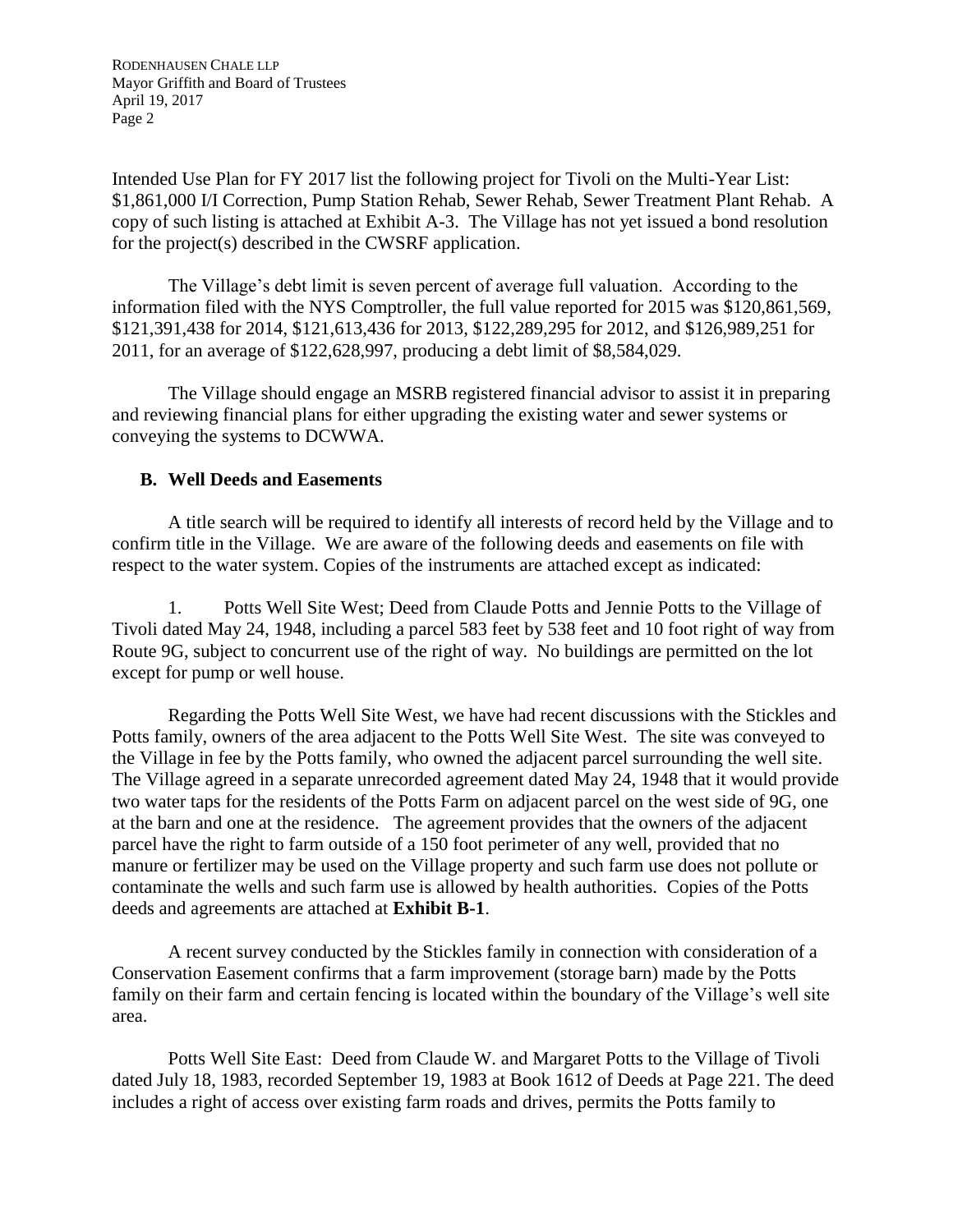Intended Use Plan for FY 2017 list the following project for Tivoli on the Multi-Year List: $1,861,000 I/I Correction, Pump Station Rehab, Sewer Rehab, Sewer Treatment Plant Rehab. A copy of such listing is attached at Exhibit A-3. The Village has not yet issued a bond resolution for the project(s) described in the CWSRF application.

The Village's debt limit is seven percent of average full valuation. According to the information filed with the NYS Comptroller, the full value reported for 2015 was $120,861,569, $121,391,438 for 2014, $121,613,436 for 2013, $122,289,295 for 2012, and $126,989,251 for 2011, for an average of $122,628,997, producing a debt limit of $8,584,029.

The Village should engage an MSRB registered financial advisor to assist it in preparing and reviewing financial plans for either upgrading the existing water and sewer systems or conveying the systems to DCWWA.

### B. Well Deeds and Easements

A title search will be required to identify all interests of record held by the Village and to confirm title in the Village. We are aware of the following deeds and easements on file with respect to the water system. Copies of the instruments are attached except as indicated:

1. Potts Well Site West; Deed from Claude Potts and Jennie Potts to the Village of Tivoli dated May 24, 1948, including a parcel 583 feet by 538 feet and 10 foot right of way from Route 9G, subject to concurrent use of the right of way. No buildings are permitted on the lot except for pump or well house.

Regarding the Potts Well Site West, we have had recent discussions with the Stickles and Potts family, owners of the area adjacent to the Potts Well Site West. The site was conveyed to the Village in fee by the Potts family, who owned the adjacent parcel surrounding the well site. The Village agreed in a separate unrecorded agreement dated May 24, 1948 that it would provide two water taps for the residents of the Potts Farm on adjacent parcel on the west side of 9G, one at the barn and one at the residence. The agreement provides that the owners of the adjacent parcel have the right to farm outside of a 150 foot perimeter of any well, provided that no manure or fertilizer may be used on the Village property and such farm use does not pollute or contaminate the wells and such farm use is allowed by health authorities. Copies of the Potts deeds and agreements are attached at **Exhibit B-1**.

A recent survey conducted by the Stickles family in connection with consideration of a Conservation Easement confirms that a farm improvement (storage barn) made by the Potts family on their farm and certain fencing is located within the boundary of the Village's well site area.

Potts Well Site East: Deed from Claude W. and Margaret Potts to the Village of Tivoli dated July 18, 1983, recorded September 19, 1983 at Book 1612 of Deeds at Page 221. The deed includes a right of access over existing farm roads and drives, permits the Potts family to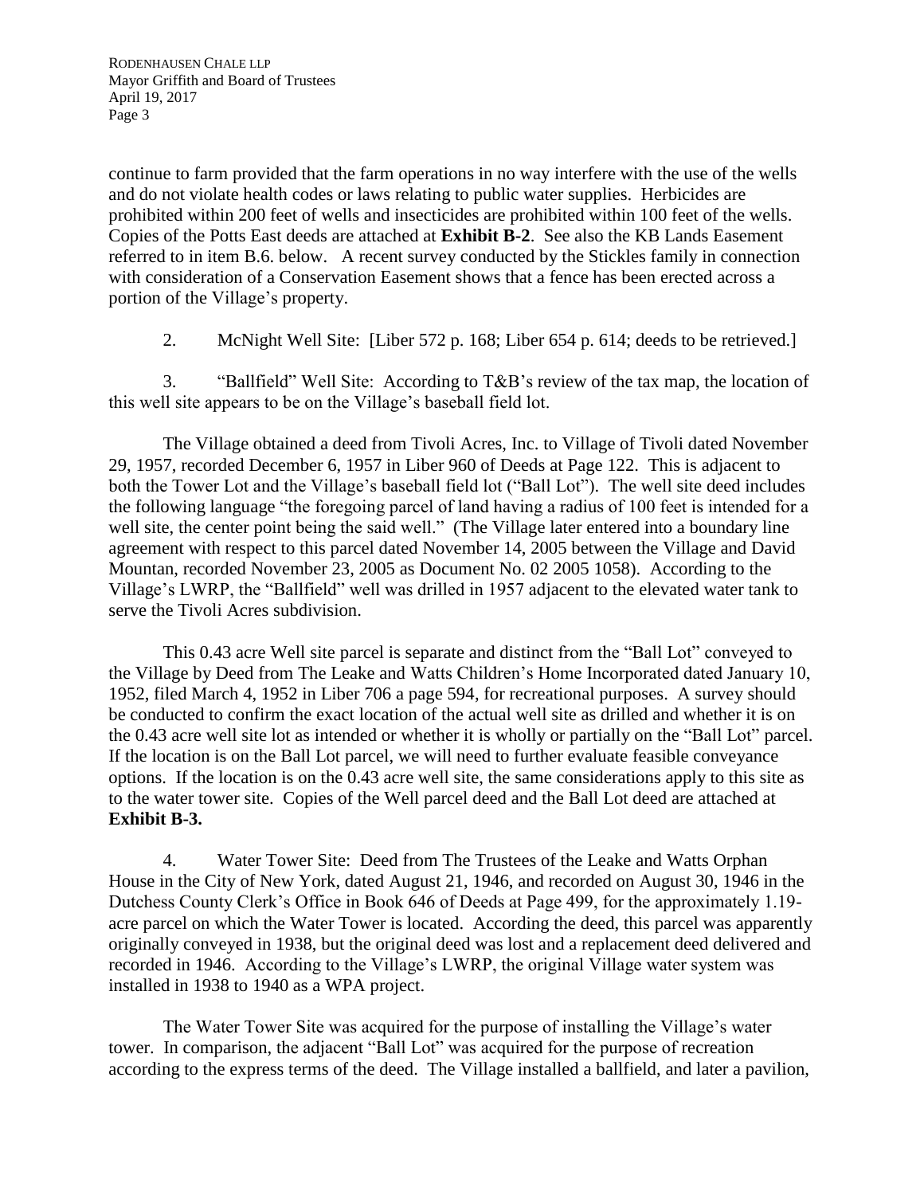continue to farm provided that the farm operations in no way interfere with the use of the wells and do not violate health codes or laws relating to public water supplies. Herbicides are prohibited within 200 feet of wells and insecticides are prohibited within 100 feet of the wells. Copies of the Potts East deeds are attached at **Exhibit B-2**. See also the KB Lands Easement referred to in item B.6. below. A recent survey conducted by the Stickles family in connection with consideration of a Conservation Easement shows that a fence has been erected across a portion of the Village's property.

2. McNight Well Site: [Liber 572 p. 168; Liber 654 p. 614; deeds to be retrieved.]

3. "Ballfield" Well Site: According to T&B's review of the tax map, the location of this well site appears to be on the Village's baseball field lot.

The Village obtained a deed from Tivoli Acres, Inc. to Village of Tivoli dated November 29, 1957, recorded December 6, 1957 in Liber 960 of Deeds at Page 122. This is adjacent to both the Tower Lot and the Village's baseball field lot ("Ball Lot"). The well site deed includes the following language "the foregoing parcel of land having a radius of 100 feet is intended for a well site, the center point being the said well." (The Village later entered into a boundary line agreement with respect to this parcel dated November 14, 2005 between the Village and David Mountan, recorded November 23, 2005 as Document No. 02 2005 1058). According to the Village's LWRP, the "Ballfield" well was drilled in 1957 adjacent to the elevated water tank to serve the Tivoli Acres subdivision.

This 0.43 acre Well site parcel is separate and distinct from the "Ball Lot" conveyed to the Village by Deed from The Leake and Watts Children's Home Incorporated dated January 10, 1952, filed March 4, 1952 in Liber 706 a page 594, for recreational purposes. A survey should be conducted to confirm the exact location of the actual well site as drilled and whether it is on the 0.43 acre well site lot as intended or whether it is wholly or partially on the "Ball Lot" parcel. If the location is on the Ball Lot parcel, we will need to further evaluate feasible conveyance options. If the location is on the 0.43 acre well site, the same considerations apply to this site as to the water tower site. Copies of the Well parcel deed and the Ball Lot deed are attached at **Exhibit B-3.**

4. Water Tower Site: Deed from The Trustees of the Leake and Watts Orphan House in the City of New York, dated August 21, 1946, and recorded on August 30, 1946 in the Dutchess County Clerk's Office in Book 646 of Deeds at Page 499, for the approximately 1.19-acre parcel on which the Water Tower is located. According the deed, this parcel was apparently originally conveyed in 1938, but the original deed was lost and a replacement deed delivered and recorded in 1946. According to the Village's LWRP, the original Village water system was installed in 1938 to 1940 as a WPA project.

The Water Tower Site was acquired for the purpose of installing the Village's water tower. In comparison, the adjacent "Ball Lot" was acquired for the purpose of recreation according to the express terms of the deed. The Village installed a ballfield, and later a pavilion,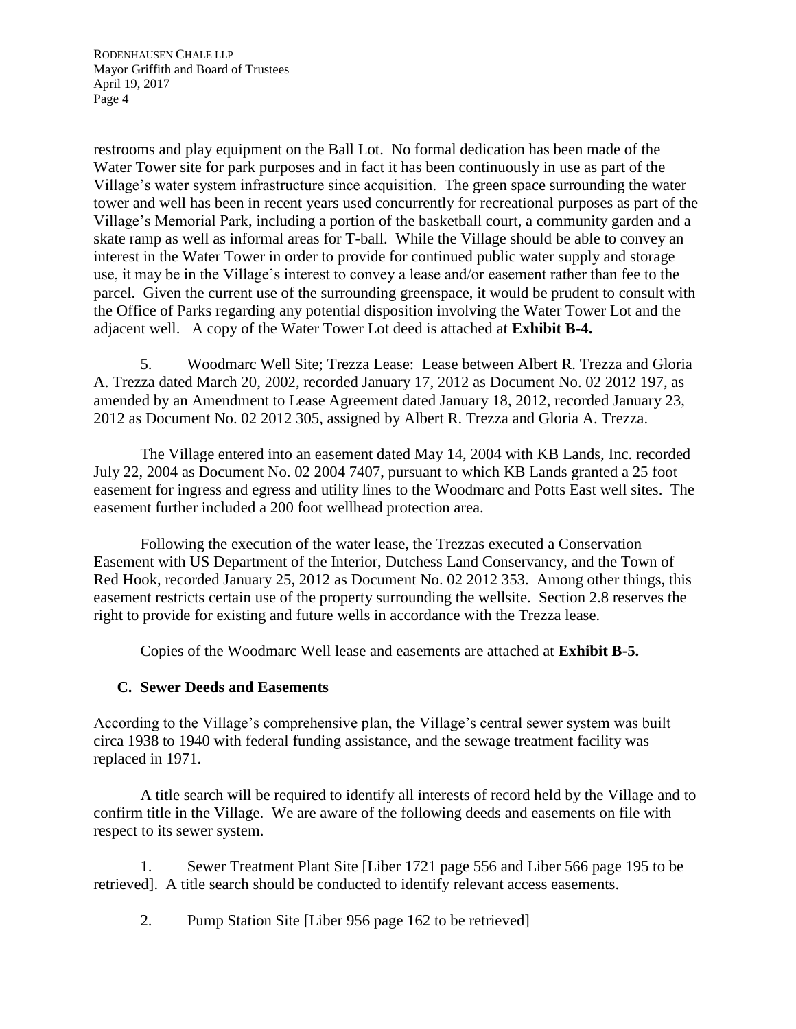restrooms and play equipment on the Ball Lot. No formal dedication has been made of the Water Tower site for park purposes and in fact it has been continuously in use as part of the Village's water system infrastructure since acquisition. The green space surrounding the water tower and well has been in recent years used concurrently for recreational purposes as part of the Village's Memorial Park, including a portion of the basketball court, a community garden and a skate ramp as well as informal areas for T-ball. While the Village should be able to convey an interest in the Water Tower in order to provide for continued public water supply and storage use, it may be in the Village's interest to convey a lease and/or easement rather than fee to the parcel. Given the current use of the surrounding greenspace, it would be prudent to consult with the Office of Parks regarding any potential disposition involving the Water Tower Lot and the adjacent well. A copy of the Water Tower Lot deed is attached at **Exhibit B-4.**

5. Woodmarc Well Site; Trezza Lease: Lease between Albert R. Trezza and Gloria A. Trezza dated March 20, 2002, recorded January 17, 2012 as Document No. 02 2012 197, as amended by an Amendment to Lease Agreement dated January 18, 2012, recorded January 23, 2012 as Document No. 02 2012 305, assigned by Albert R. Trezza and Gloria A. Trezza.

The Village entered into an easement dated May 14, 2004 with KB Lands, Inc. recorded July 22, 2004 as Document No. 02 2004 7407, pursuant to which KB Lands granted a 25 foot easement for ingress and egress and utility lines to the Woodmarc and Potts East well sites. The easement further included a 200 foot wellhead protection area.

Following the execution of the water lease, the Trezzas executed a Conservation Easement with US Department of the Interior, Dutchess Land Conservancy, and the Town of Red Hook, recorded January 25, 2012 as Document No. 02 2012 353. Among other things, this easement restricts certain use of the property surrounding the wellsite. Section 2.8 reserves the right to provide for existing and future wells in accordance with the Trezza lease.

Copies of the Woodmarc Well lease and easements are attached at **Exhibit B-5.**

### C. Sewer Deeds and Easements

According to the Village's comprehensive plan, the Village's central sewer system was built circa 1938 to 1940 with federal funding assistance, and the sewage treatment facility was replaced in 1971.

A title search will be required to identify all interests of record held by the Village and to confirm title in the Village. We are aware of the following deeds and easements on file with respect to its sewer system.

1. Sewer Treatment Plant Site [Liber 1721 page 556 and Liber 566 page 195 to be retrieved]. A title search should be conducted to identify relevant access easements.

2. Pump Station Site [Liber 956 page 162 to be retrieved]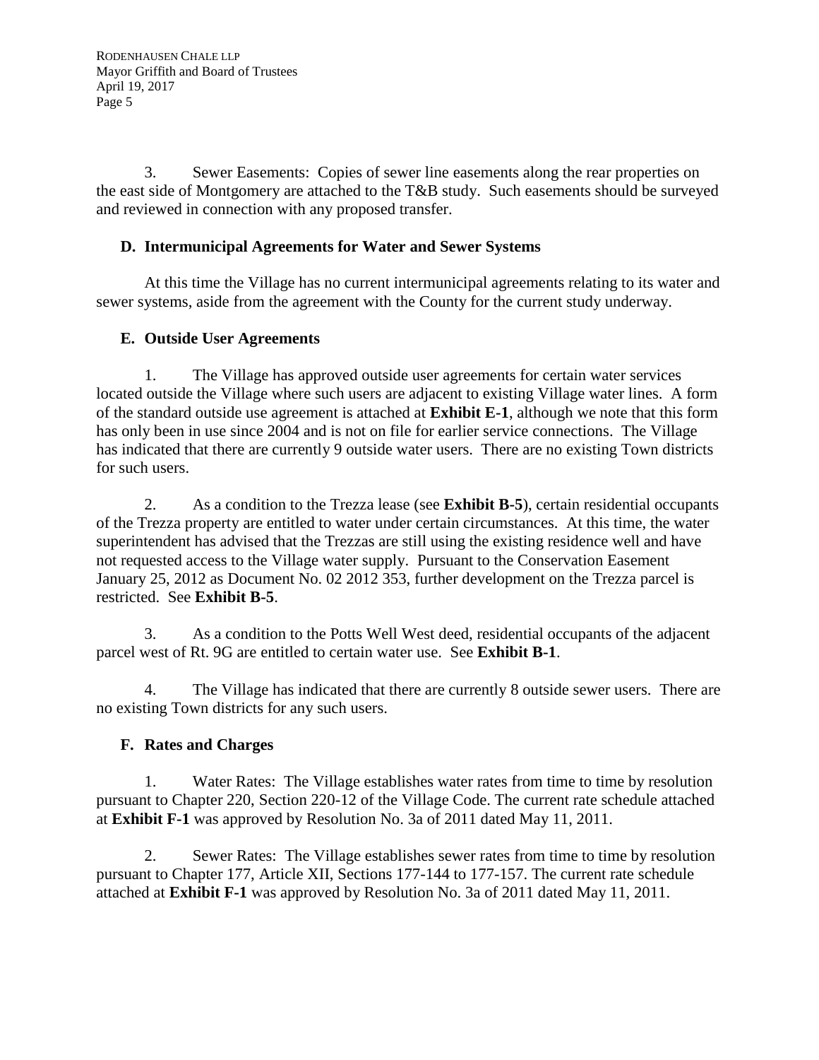3. Sewer Easements: Copies of sewer line easements along the rear properties on the east side of Montgomery are attached to the T&B study. Such easements should be surveyed and reviewed in connection with any proposed transfer.

## D. Intermunicipal Agreements for Water and Sewer Systems

At this time the Village has no current intermunicipal agreements relating to its water and sewer systems, aside from the agreement with the County for the current study underway.

## E. Outside User Agreements

1. The Village has approved outside user agreements for certain water services located outside the Village where such users are adjacent to existing Village water lines. A form of the standard outside use agreement is attached at **Exhibit E-1**, although we note that this form has only been in use since 2004 and is not on file for earlier service connections. The Village has indicated that there are currently 9 outside water users. There are no existing Town districts for such users.

2. As a condition to the Trezza lease (see **Exhibit B-5**), certain residential occupants of the Trezza property are entitled to water under certain circumstances. At this time, the water superintendent has advised that the Trezzas are still using the existing residence well and have not requested access to the Village water supply. Pursuant to the Conservation Easement January 25, 2012 as Document No. 02 2012 353, further development on the Trezza parcel is restricted. See **Exhibit B-5**.

3. As a condition to the Potts Well West deed, residential occupants of the adjacent parcel west of Rt. 9G are entitled to certain water use. See **Exhibit B-1**.

4. The Village has indicated that there are currently 8 outside sewer users. There are no existing Town districts for any such users.

## F. Rates and Charges

1. Water Rates: The Village establishes water rates from time to time by resolution pursuant to Chapter 220, Section 220-12 of the Village Code. The current rate schedule attached at **Exhibit F-1** was approved by Resolution No. 3a of 2011 dated May 11, 2011.

2. Sewer Rates: The Village establishes sewer rates from time to time by resolution pursuant to Chapter 177, Article XII, Sections 177-144 to 177-157. The current rate schedule attached at **Exhibit F-1** was approved by Resolution No. 3a of 2011 dated May 11, 2011.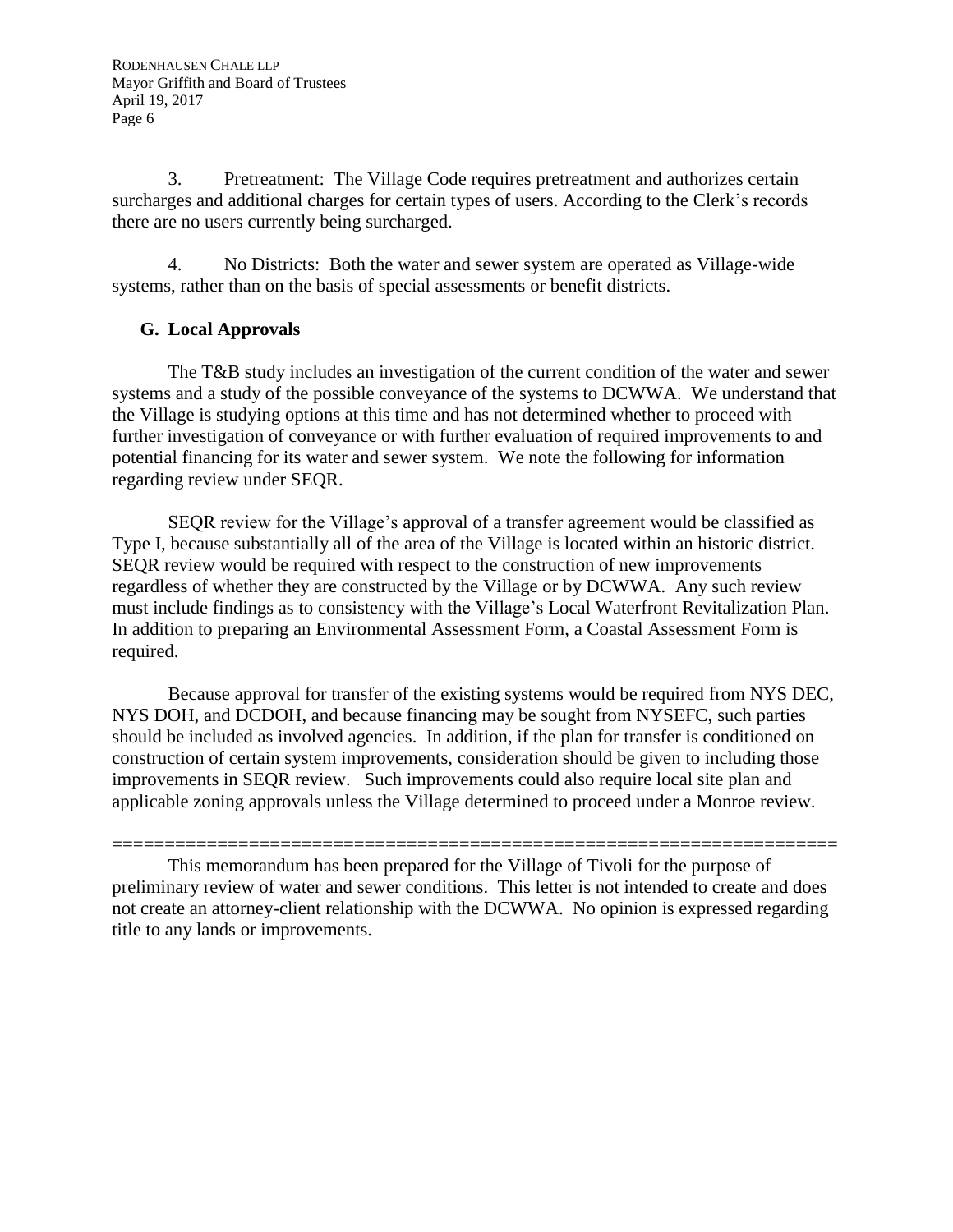3. Pretreatment: The Village Code requires pretreatment and authorizes certain surcharges and additional charges for certain types of users. According to the Clerk's records there are no users currently being surcharged.

4. No Districts: Both the water and sewer system are operated as Village-wide systems, rather than on the basis of special assessments or benefit districts.

## G. Local Approvals

The T&B study includes an investigation of the current condition of the water and sewer systems and a study of the possible conveyance of the systems to DCWWA. We understand that the Village is studying options at this time and has not determined whether to proceed with further investigation of conveyance or with further evaluation of required improvements to and potential financing for its water and sewer system. We note the following for information regarding review under SEQR.

SEQR review for the Village's approval of a transfer agreement would be classified as Type I, because substantially all of the area of the Village is located within an historic district. SEQR review would be required with respect to the construction of new improvements regardless of whether they are constructed by the Village or by DCWWA. Any such review must include findings as to consistency with the Village's Local Waterfront Revitalization Plan. In addition to preparing an Environmental Assessment Form, a Coastal Assessment Form is required.

Because approval for transfer of the existing systems would be required from NYS DEC, NYS DOH, and DCDOH, and because financing may be sought from NYSEFC, such parties should be included as involved agencies. In addition, if the plan for transfer is conditioned on construction of certain system improvements, consideration should be given to including those improvements in SEQR review. Such improvements could also require local site plan and applicable zoning approvals unless the Village determined to proceed under a Monroe review.

==================================================================

This memorandum has been prepared for the Village of Tivoli for the purpose of preliminary review of water and sewer conditions. This letter is not intended to create and does not create an attorney-client relationship with the DCWWA. No opinion is expressed regarding title to any lands or improvements.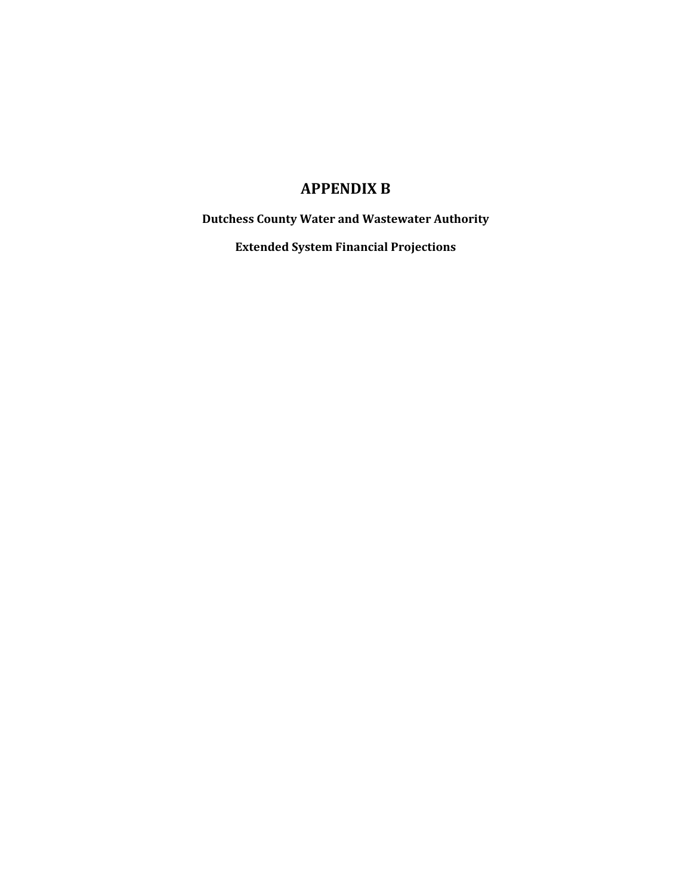# APPENDIX B

**Dutchess County Water and Wastewater Authority**

**Extended System Financial Projections**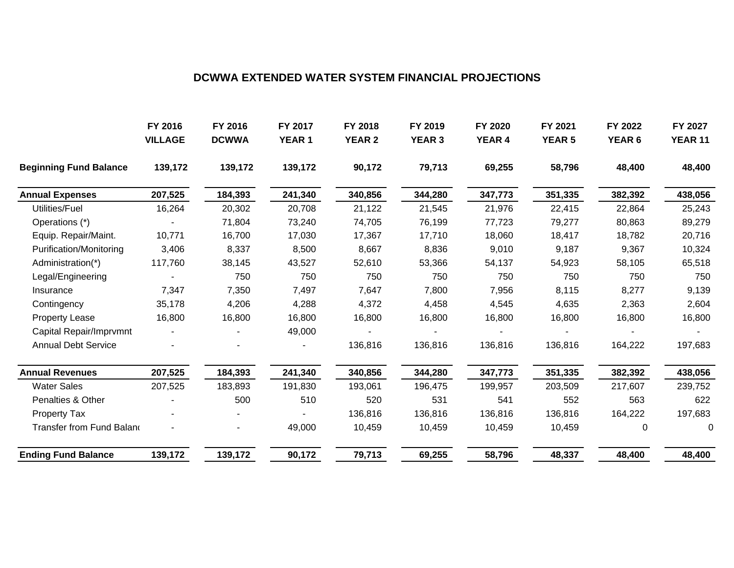# DCWWA EXTENDED WATER SYSTEM FINANCIAL PROJECTIONS

| | FY 2016 VILLAGE | FY 2016 DCWWA | FY 2017 YEAR 1 | FY 2018 YEAR 2 | FY 2019 YEAR 3 | FY 2020 YEAR 4 | FY 2021 YEAR 5 | FY 2022 YEAR 6 | FY 2027 YEAR 11 |
|---|---|---|---|---|---|---|---|---|---|
| **Beginning Fund Balance** | **139,172** | **139,172** | **139,172** | **90,172** | **79,713** | **69,255** | **58,796** | **48,400** | **48,400** |
| **Annual Expenses** | **207,525** | **184,393** | **241,340** | **340,856** | **344,280** | **347,773** | **351,335** | **382,392** | **438,056** |
| Utilities/Fuel | 16,264 | 20,302 | 20,708 | 21,122 | 21,545 | 21,976 | 22,415 | 22,864 | 25,243 |
| Operations (*) | - | 71,804 | 73,240 | 74,705 | 76,199 | 77,723 | 79,277 | 80,863 | 89,279 |
| Equip. Repair/Maint. | 10,771 | 16,700 | 17,030 | 17,367 | 17,710 | 18,060 | 18,417 | 18,782 | 20,716 |
| Purification/Monitoring | 3,406 | 8,337 | 8,500 | 8,667 | 8,836 | 9,010 | 9,187 | 9,367 | 10,324 |
| Administration(*) | 117,760 | 38,145 | 43,527 | 52,610 | 53,366 | 54,137 | 54,923 | 58,105 | 65,518 |
| Legal/Engineering | - | 750 | 750 | 750 | 750 | 750 | 750 | 750 | 750 |
| Insurance | 7,347 | 7,350 | 7,497 | 7,647 | 7,800 | 7,956 | 8,115 | 8,277 | 9,139 |
| Contingency | 35,178 | 4,206 | 4,288 | 4,372 | 4,458 | 4,545 | 4,635 | 2,363 | 2,604 |
| Property Lease | 16,800 | 16,800 | 16,800 | 16,800 | 16,800 | 16,800 | 16,800 | 16,800 | 16,800 |
| Capital Repair/Imprvmnt | - | - | 49,000 | - | - | - | - | - | - |
| Annual Debt Service | - | - | - | 136,816 | 136,816 | 136,816 | 136,816 | 164,222 | 197,683 |
| **Annual Revenues** | **207,525** | **184,393** | **241,340** | **340,856** | **344,280** | **347,773** | **351,335** | **382,392** | **438,056** |
| Water Sales | 207,525 | 183,893 | 191,830 | 193,061 | 196,475 | 199,957 | 203,509 | 217,607 | 239,752 |
| Penalties & Other | - | 500 | 510 | 520 | 531 | 541 | 552 | 563 | 622 |
| Property Tax | - | - | - | 136,816 | 136,816 | 136,816 | 136,816 | 164,222 | 197,683 |
| Transfer from Fund Balanc | - | - | 49,000 | 10,459 | 10,459 | 10,459 | 10,459 | 0 | 0 |
| **Ending Fund Balance** | **139,172** | **139,172** | **90,172** | **79,713** | **69,255** | **58,796** | **48,337** | **48,400** | **48,400** |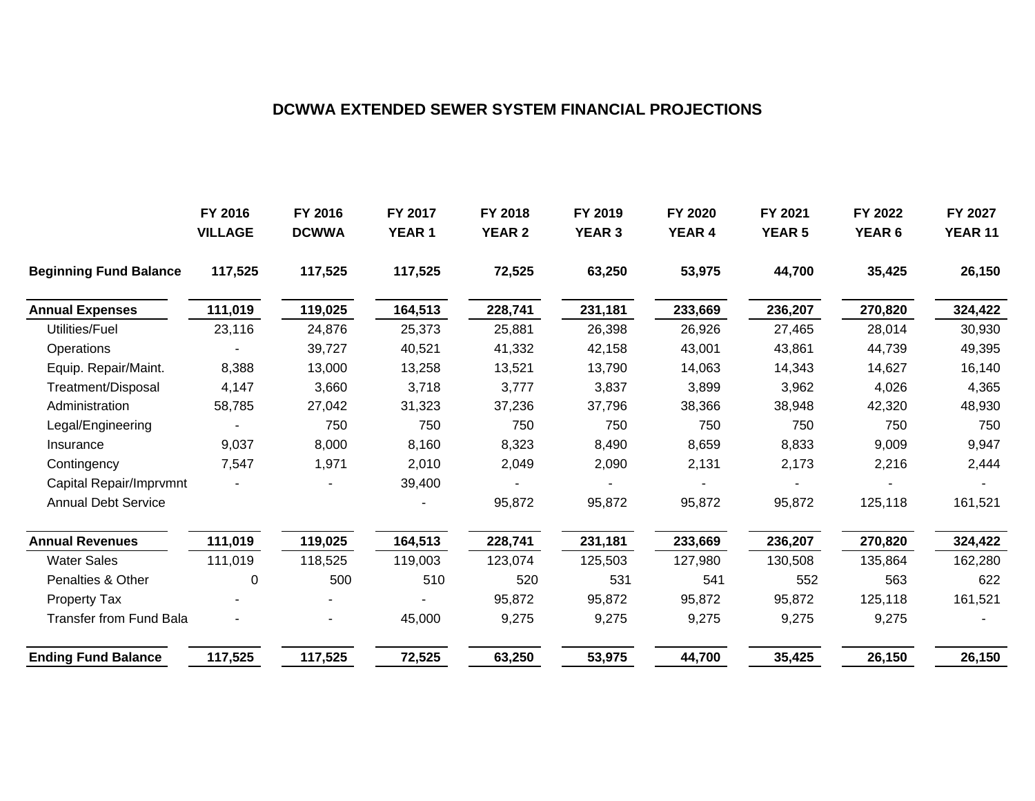# DCWWA EXTENDED SEWER SYSTEM FINANCIAL PROJECTIONS

| | FY 2016 VILLAGE | FY 2016 DCWWA | FY 2017 YEAR 1 | FY 2018 YEAR 2 | FY 2019 YEAR 3 | FY 2020 YEAR 4 | FY 2021 YEAR 5 | FY 2022 YEAR 6 | FY 2027 YEAR 11 |
|---|---|---|---|---|---|---|---|---|---|
| **Beginning Fund Balance** | **117,525** | **117,525** | **117,525** | **72,525** | **63,250** | **53,975** | **44,700** | **35,425** | **26,150** |
| **Annual Expenses** | **111,019** | **119,025** | **164,513** | **228,741** | **231,181** | **233,669** | **236,207** | **270,820** | **324,422** |
| Utilities/Fuel | 23,116 | 24,876 | 25,373 | 25,881 | 26,398 | 26,926 | 27,465 | 28,014 | 30,930 |
| Operations | - | 39,727 | 40,521 | 41,332 | 42,158 | 43,001 | 43,861 | 44,739 | 49,395 |
| Equip. Repair/Maint. | 8,388 | 13,000 | 13,258 | 13,521 | 13,790 | 14,063 | 14,343 | 14,627 | 16,140 |
| Treatment/Disposal | 4,147 | 3,660 | 3,718 | 3,777 | 3,837 | 3,899 | 3,962 | 4,026 | 4,365 |
| Administration | 58,785 | 27,042 | 31,323 | 37,236 | 37,796 | 38,366 | 38,948 | 42,320 | 48,930 |
| Legal/Engineering | - | 750 | 750 | 750 | 750 | 750 | 750 | 750 | 750 |
| Insurance | 9,037 | 8,000 | 8,160 | 8,323 | 8,490 | 8,659 | 8,833 | 9,009 | 9,947 |
| Contingency | 7,547 | 1,971 | 2,010 | 2,049 | 2,090 | 2,131 | 2,173 | 2,216 | 2,444 |
| Capital Repair/Imprvmnt | - | - | 39,400 | - | - | - | - | - | - |
| Annual Debt Service | | | - | 95,872 | 95,872 | 95,872 | 95,872 | 125,118 | 161,521 |
| **Annual Revenues** | **111,019** | **119,025** | **164,513** | **228,741** | **231,181** | **233,669** | **236,207** | **270,820** | **324,422** |
| Water Sales | 111,019 | 118,525 | 119,003 | 123,074 | 125,503 | 127,980 | 130,508 | 135,864 | 162,280 |
| Penalties & Other | 0 | 500 | 510 | 520 | 531 | 541 | 552 | 563 | 622 |
| Property Tax | - | - | - | 95,872 | 95,872 | 95,872 | 95,872 | 125,118 | 161,521 |
| Transfer from Fund Bala | - | - | 45,000 | 9,275 | 9,275 | 9,275 | 9,275 | 9,275 | - |
| **Ending Fund Balance** | **117,525** | **117,525** | **72,525** | **63,250** | **53,975** | **44,700** | **35,425** | **26,150** | **26,150** |